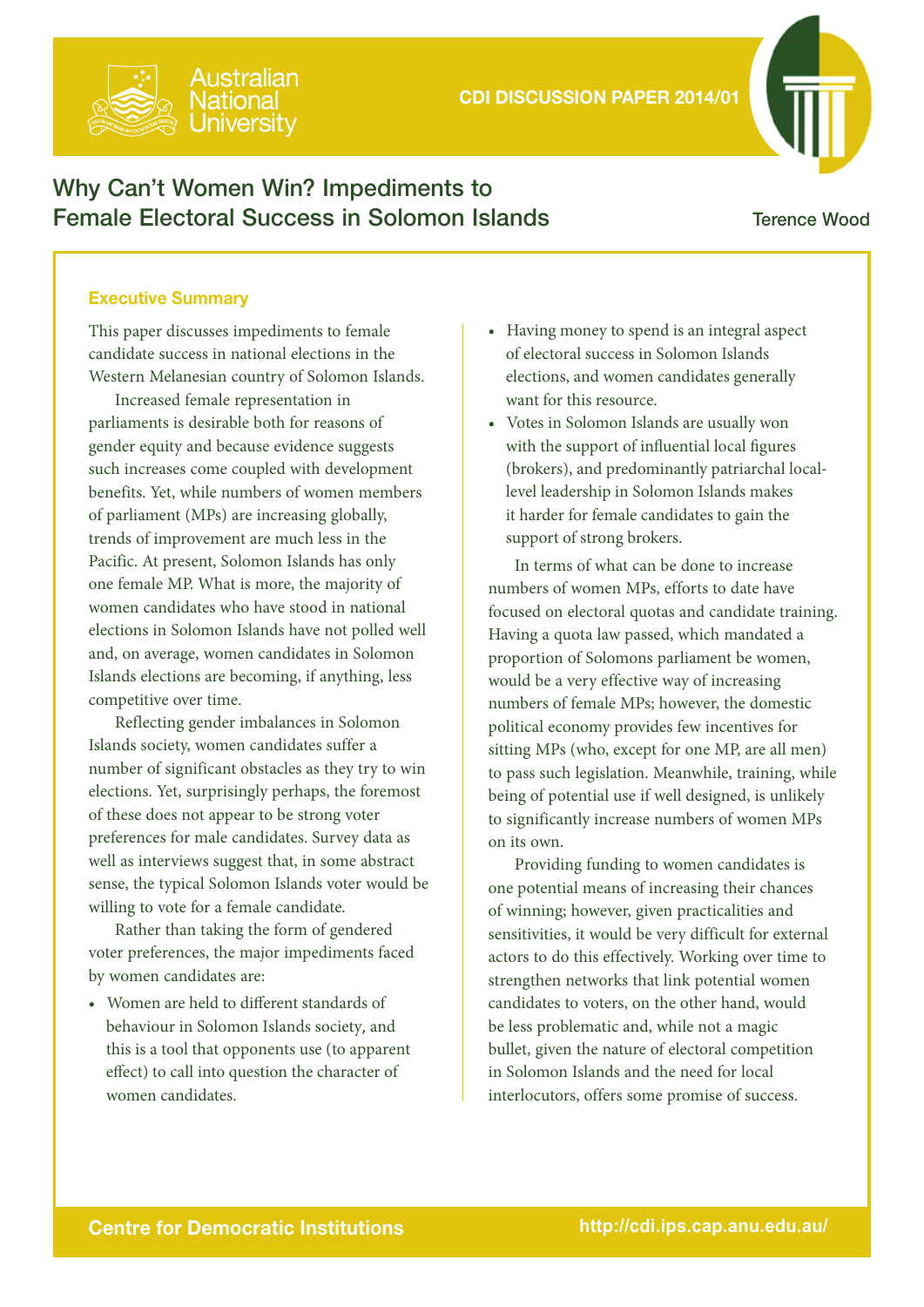CDI DISCUSSION PAPER 2014/01

# Why Can't Women Win? Impediments to Female Electoral Success in Solomon Islands

Terence Wood

## Executive Summary

This paper discusses impediments to female candidate success in national elections in the Western Melanesian country of Solomon Islands.

Increased female representation in parliaments is desirable both for reasons of gender equity and because evidence suggests such increases come coupled with development benefits. Yet, while numbers of women members of parliament (MPs) are increasing globally, trends of improvement are much less in the Pacific. At present, Solomon Islands has only one female MP. What is more, the majority of women candidates who have stood in national elections in Solomon Islands have not polled well and, on average, women candidates in Solomon Islands elections are becoming, if anything, less competitive over time.

Reflecting gender imbalances in Solomon Islands society, women candidates suffer a number of significant obstacles as they try to win elections. Yet, surprisingly perhaps, the foremost of these does not appear to be strong voter preferences for male candidates. Survey data as well as interviews suggest that, in some abstract sense, the typical Solomon Islands voter would be willing to vote for a female candidate.

Rather than taking the form of gendered voter preferences, the major impediments faced by women candidates are:

- Women are held to different standards of behaviour in Solomon Islands society, and this is a tool that opponents use (to apparent effect) to call into question the character of women candidates.
- Having money to spend is an integral aspect of electoral success in Solomon Islands elections, and women candidates generally want for this resource.
- Votes in Solomon Islands are usually won with the support of influential local figures (brokers), and predominantly patriarchal local-level leadership in Solomon Islands makes it harder for female candidates to gain the support of strong brokers.

In terms of what can be done to increase numbers of women MPs, efforts to date have focused on electoral quotas and candidate training. Having a quota law passed, which mandated a proportion of Solomons parliament be women, would be a very effective way of increasing numbers of female MPs; however, the domestic political economy provides few incentives for sitting MPs (who, except for one MP, are all men) to pass such legislation. Meanwhile, training, while being of potential use if well designed, is unlikely to significantly increase numbers of women MPs on its own.

Providing funding to women candidates is one potential means of increasing their chances of winning; however, given practicalities and sensitivities, it would be very difficult for external actors to do this effectively. Working over time to strengthen networks that link potential women candidates to voters, on the other hand, would be less problematic and, while not a magic bullet, given the nature of electoral competition in Solomon Islands and the need for local interlocutors, offers some promise of success.

Centre for Democratic Institutions http://cdi.ips.cap.anu.edu.au/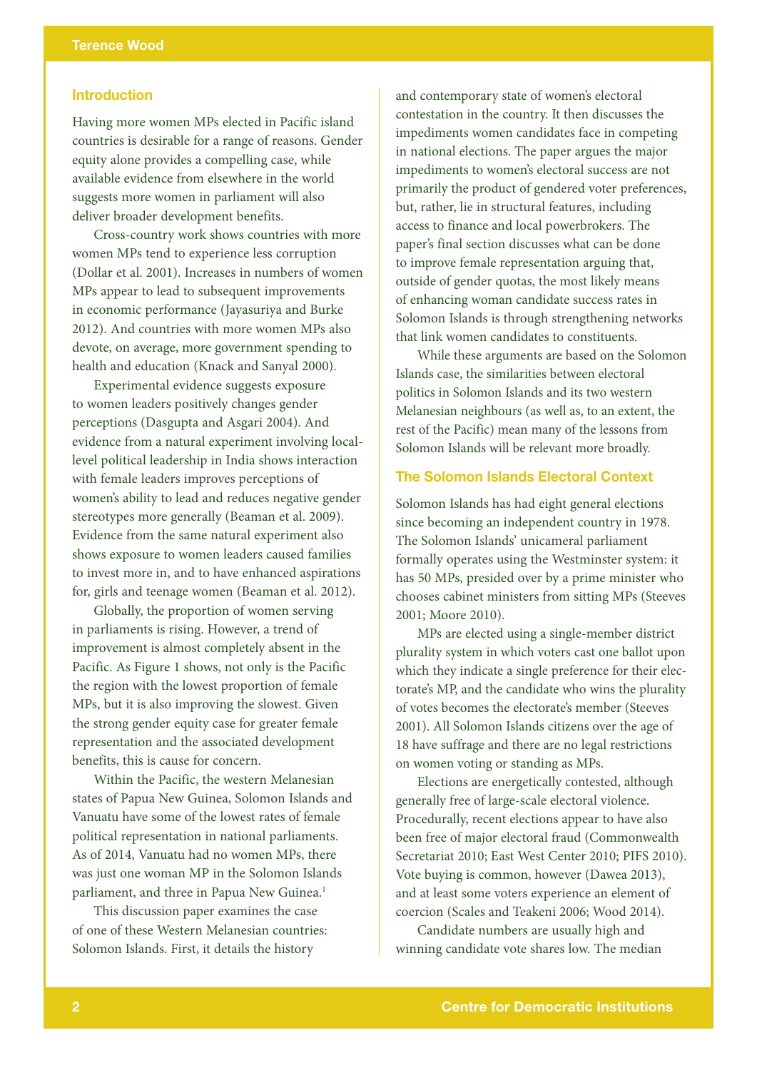## Introduction

Having more women MPs elected in Pacific island countries is desirable for a range of reasons. Gender equity alone provides a compelling case, while available evidence from elsewhere in the world suggests more women in parliament will also deliver broader development benefits.

Cross-country work shows countries with more women MPs tend to experience less corruption (Dollar et al. 2001). Increases in numbers of women MPs appear to lead to subsequent improvements in economic performance (Jayasuriya and Burke 2012). And countries with more women MPs also devote, on average, more government spending to health and education (Knack and Sanyal 2000).

Experimental evidence suggests exposure to women leaders positively changes gender perceptions (Dasgupta and Asgari 2004). And evidence from a natural experiment involving local-level political leadership in India shows interaction with female leaders improves perceptions of women's ability to lead and reduces negative gender stereotypes more generally (Beaman et al. 2009). Evidence from the same natural experiment also shows exposure to women leaders caused families to invest more in, and to have enhanced aspirations for, girls and teenage women (Beaman et al. 2012).

Globally, the proportion of women serving in parliaments is rising. However, a trend of improvement is almost completely absent in the Pacific. As Figure 1 shows, not only is the Pacific the region with the lowest proportion of female MPs, but it is also improving the slowest. Given the strong gender equity case for greater female representation and the associated development benefits, this is cause for concern.

Within the Pacific, the western Melanesian states of Papua New Guinea, Solomon Islands and Vanuatu have some of the lowest rates of female political representation in national parliaments. As of 2014, Vanuatu had no women MPs, there was just one woman MP in the Solomon Islands parliament, and three in Papua New Guinea.[1]

This discussion paper examines the case of one of these Western Melanesian countries: Solomon Islands. First, it details the history and contemporary state of women's electoral contestation in the country. It then discusses the impediments women candidates face in competing in national elections. The paper argues the major impediments to women's electoral success are not primarily the product of gendered voter preferences, but, rather, lie in structural features, including access to finance and local powerbrokers. The paper's final section discusses what can be done to improve female representation arguing that, outside of gender quotas, the most likely means of enhancing woman candidate success rates in Solomon Islands is through strengthening networks that link women candidates to constituents.

While these arguments are based on the Solomon Islands case, the similarities between electoral politics in Solomon Islands and its two western Melanesian neighbours (as well as, to an extent, the rest of the Pacific) mean many of the lessons from Solomon Islands will be relevant more broadly.

## The Solomon Islands Electoral Context

Solomon Islands has had eight general elections since becoming an independent country in 1978. The Solomon Islands' unicameral parliament formally operates using the Westminster system: it has 50 MPs, presided over by a prime minister who chooses cabinet ministers from sitting MPs (Steeves 2001; Moore 2010).

MPs are elected using a single-member district plurality system in which voters cast one ballot upon which they indicate a single preference for their electorate's MP, and the candidate who wins the plurality of votes becomes the electorate's member (Steeves 2001). All Solomon Islands citizens over the age of 18 have suffrage and there are no legal restrictions on women voting or standing as MPs.

Elections are energetically contested, although generally free of large-scale electoral violence. Procedurally, recent elections appear to have also been free of major electoral fraud (Commonwealth Secretariat 2010; East West Center 2010; PIFS 2010). Vote buying is common, however (Dawea 2013), and at least some voters experience an element of coercion (Scales and Teakeni 2006; Wood 2014).

Candidate numbers are usually high and winning candidate vote shares low. The median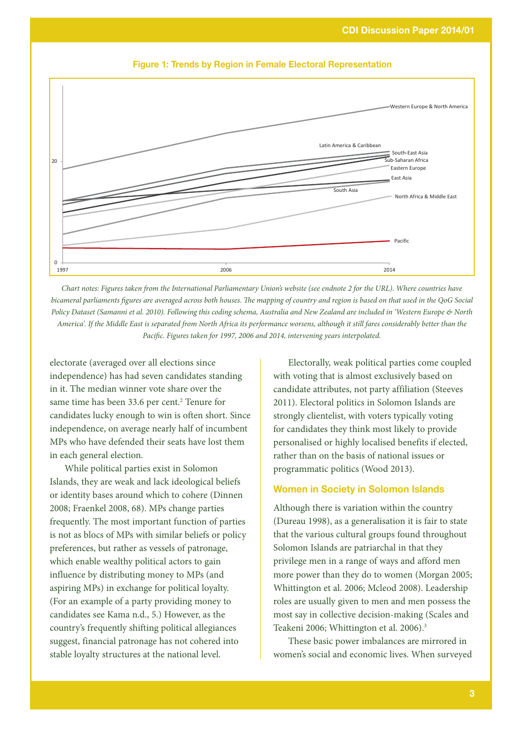**Figure 1: Trends by Region in Female Electoral Representation**

*Chart notes: Figures taken from the International Parliamentary Union's website (see endnote 2 for the URL). Where countries have bicameral parliaments figures are averaged across both houses. The mapping of country and region is based on that used in the QoG Social Policy Dataset (Samanni et al. 2010). Following this coding schema, Australia and New Zealand are included in 'Western Europe & North America'. If the Middle East is separated from North Africa its performance worsens, although it still fares considerably better than the Pacific. Figures taken for 1997, 2006 and 2014, intervening years interpolated.*

electorate (averaged over all elections since independence) has had seven candidates standing in it. The median winner vote share over the same time has been 33.6 per cent.[2] Tenure for candidates lucky enough to win is often short. Since independence, on average nearly half of incumbent MPs who have defended their seats have lost them in each general election.

While political parties exist in Solomon Islands, they are weak and lack ideological beliefs or identity bases around which to cohere (Dinnen 2008; Fraenkel 2008, 68). MPs change parties frequently. The most important function of parties is not as blocs of MPs with similar beliefs or policy preferences, but rather as vessels of patronage, which enable wealthy political actors to gain influence by distributing money to MPs (and aspiring MPs) in exchange for political loyalty. (For an example of a party providing money to candidates see Kama n.d., 5.) However, as the country's frequently shifting political allegiances suggest, financial patronage has not cohered into stable loyalty structures at the national level.

Electorally, weak political parties come coupled with voting that is almost exclusively based on candidate attributes, not party affiliation (Steeves 2011). Electoral politics in Solomon Islands are strongly clientelist, with voters typically voting for candidates they think most likely to provide personalised or highly localised benefits if elected, rather than on the basis of national issues or programmatic politics (Wood 2013).

## Women in Society in Solomon Islands

Although there is variation within the country (Dureau 1998), as a generalisation it is fair to state that the various cultural groups found throughout Solomon Islands are patriarchal in that they privilege men in a range of ways and afford men more power than they do to women (Morgan 2005; Whittington et al. 2006; Mcleod 2008). Leadership roles are usually given to men and men possess the most say in collective decision-making (Scales and Teakeni 2006; Whittington et al. 2006).[3]

These basic power imbalances are mirrored in women's social and economic lives. When surveyed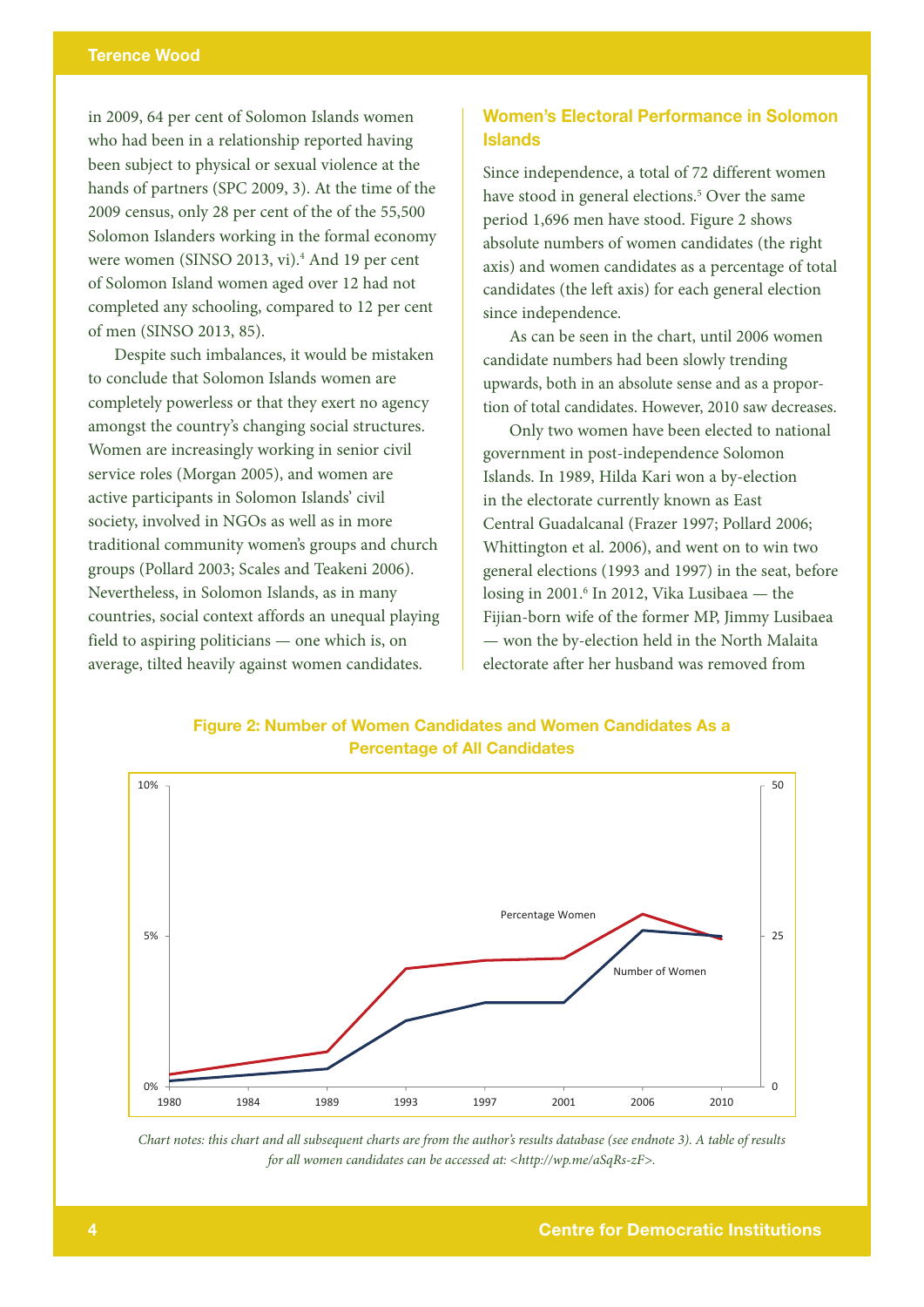in 2009, 64 per cent of Solomon Islands women who had been in a relationship reported having been subject to physical or sexual violence at the hands of partners (SPC 2009, 3). At the time of the 2009 census, only 28 per cent of the of the 55,500 Solomon Islanders working in the formal economy were women (SINSO 2013, vi).[4] And 19 per cent of Solomon Island women aged over 12 had not completed any schooling, compared to 12 per cent of men (SINSO 2013, 85).

Despite such imbalances, it would be mistaken to conclude that Solomon Islands women are completely powerless or that they exert no agency amongst the country's changing social structures. Women are increasingly working in senior civil service roles (Morgan 2005), and women are active participants in Solomon Islands' civil society, involved in NGOs as well as in more traditional community women's groups and church groups (Pollard 2003; Scales and Teakeni 2006). Nevertheless, in Solomon Islands, as in many countries, social context affords an unequal playing field to aspiring politicians — one which is, on average, tilted heavily against women candidates.

## Women's Electoral Performance in Solomon Islands

Since independence, a total of 72 different women have stood in general elections.[5] Over the same period 1,696 men have stood. Figure 2 shows absolute numbers of women candidates (the right axis) and women candidates as a percentage of total candidates (the left axis) for each general election since independence.

As can be seen in the chart, until 2006 women candidate numbers had been slowly trending upwards, both in an absolute sense and as a proportion of total candidates. However, 2010 saw decreases.

Only two women have been elected to national government in post-independence Solomon Islands. In 1989, Hilda Kari won a by-election in the electorate currently known as East Central Guadalcanal (Frazer 1997; Pollard 2006; Whittington et al. 2006), and went on to win two general elections (1993 and 1997) in the seat, before losing in 2001.[6] In 2012, Vika Lusibaea — the Fijian-born wife of the former MP, Jimmy Lusibaea — won the by-election held in the North Malaita electorate after her husband was removed from

**Figure 2: Number of Women Candidates and Women Candidates As a Percentage of All Candidates**

*Chart notes: this chart and all subsequent charts are from the author's results database (see endnote 3). A table of results for all women candidates can be accessed at: <http://wp.me/aSqRs-zF>.*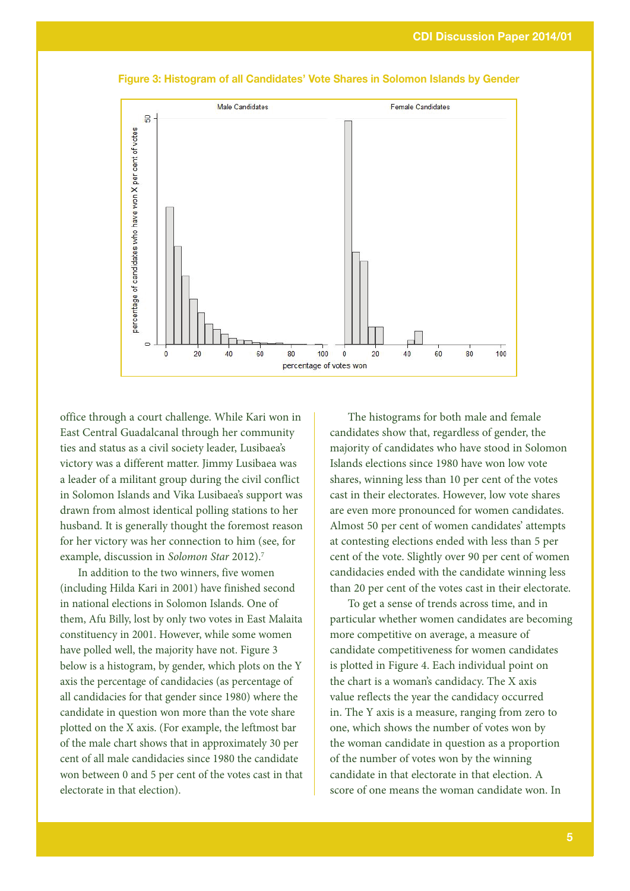**Figure 3: Histogram of all Candidates' Vote Shares in Solomon Islands by Gender**

office through a court challenge. While Kari won in East Central Guadalcanal through her community ties and status as a civil society leader, Lusibaea's victory was a different matter. Jimmy Lusibaea was a leader of a militant group during the civil conflict in Solomon Islands and Vika Lusibaea's support was drawn from almost identical polling stations to her husband. It is generally thought the foremost reason for her victory was her connection to him (see, for example, discussion in *Solomon Star* 2012).[7]

In addition to the two winners, five women (including Hilda Kari in 2001) have finished second in national elections in Solomon Islands. One of them, Afu Billy, lost by only two votes in East Malaita constituency in 2001. However, while some women have polled well, the majority have not. Figure 3 below is a histogram, by gender, which plots on the Y axis the percentage of candidacies (as percentage of all candidacies for that gender since 1980) where the candidate in question won more than the vote share plotted on the X axis. (For example, the leftmost bar of the male chart shows that in approximately 30 per cent of all male candidacies since 1980 the candidate won between 0 and 5 per cent of the votes cast in that electorate in that election).

The histograms for both male and female candidates show that, regardless of gender, the majority of candidates who have stood in Solomon Islands elections since 1980 have won low vote shares, winning less than 10 per cent of the votes cast in their electorates. However, low vote shares are even more pronounced for women candidates. Almost 50 per cent of women candidates' attempts at contesting elections ended with less than 5 per cent of the vote. Slightly over 90 per cent of women candidacies ended with the candidate winning less than 20 per cent of the votes cast in their electorate.

To get a sense of trends across time, and in particular whether women candidates are becoming more competitive on average, a measure of candidate competitiveness for women candidates is plotted in Figure 4. Each individual point on the chart is a woman's candidacy. The X axis value reflects the year the candidacy occurred in. The Y axis is a measure, ranging from zero to one, which shows the number of votes won by the woman candidate in question as a proportion of the number of votes won by the winning candidate in that electorate in that election. A score of one means the woman candidate won. In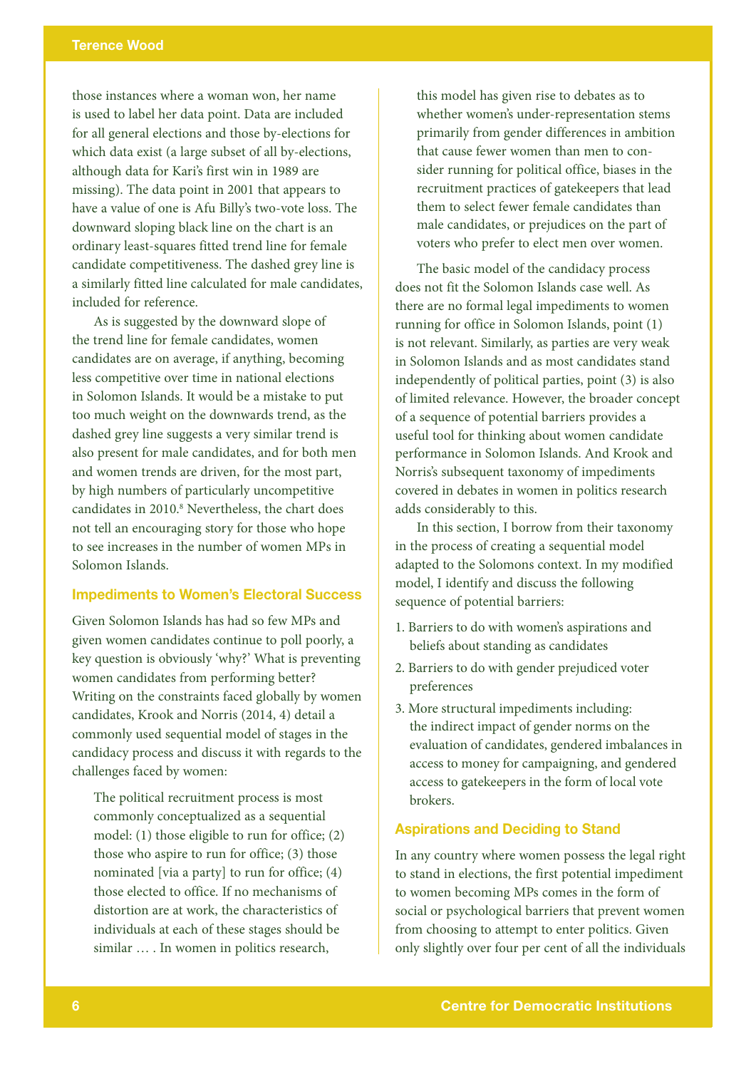those instances where a woman won, her name is used to label her data point. Data are included for all general elections and those by-elections for which data exist (a large subset of all by-elections, although data for Kari's first win in 1989 are missing). The data point in 2001 that appears to have a value of one is Afu Billy's two-vote loss. The downward sloping black line on the chart is an ordinary least-squares fitted trend line for female candidate competitiveness. The dashed grey line is a similarly fitted line calculated for male candidates, included for reference.

As is suggested by the downward slope of the trend line for female candidates, women candidates are on average, if anything, becoming less competitive over time in national elections in Solomon Islands. It would be a mistake to put too much weight on the downwards trend, as the dashed grey line suggests a very similar trend is also present for male candidates, and for both men and women trends are driven, for the most part, by high numbers of particularly uncompetitive candidates in 2010.[8] Nevertheless, the chart does not tell an encouraging story for those who hope to see increases in the number of women MPs in Solomon Islands.

## Impediments to Women's Electoral Success

Given Solomon Islands has had so few MPs and given women candidates continue to poll poorly, a key question is obviously 'why?' What is preventing women candidates from performing better? Writing on the constraints faced globally by women candidates, Krook and Norris (2014, 4) detail a commonly used sequential model of stages in the candidacy process and discuss it with regards to the challenges faced by women:

> The political recruitment process is most commonly conceptualized as a sequential model: (1) those eligible to run for office; (2) those who aspire to run for office; (3) those nominated [via a party] to run for office; (4) those elected to office. If no mechanisms of distortion are at work, the characteristics of individuals at each of these stages should be similar … . In women in politics research, this model has given rise to debates as to whether women's under-representation stems primarily from gender differences in ambition that cause fewer women than men to consider running for political office, biases in the recruitment practices of gatekeepers that lead them to select fewer female candidates than male candidates, or prejudices on the part of voters who prefer to elect men over women.

The basic model of the candidacy process does not fit the Solomon Islands case well. As there are no formal legal impediments to women running for office in Solomon Islands, point (1) is not relevant. Similarly, as parties are very weak in Solomon Islands and as most candidates stand independently of political parties, point (3) is also of limited relevance. However, the broader concept of a sequence of potential barriers provides a useful tool for thinking about women candidate performance in Solomon Islands. And Krook and Norris's subsequent taxonomy of impediments covered in debates in women in politics research adds considerably to this.

In this section, I borrow from their taxonomy in the process of creating a sequential model adapted to the Solomons context. In my modified model, I identify and discuss the following sequence of potential barriers:

1. Barriers to do with women's aspirations and beliefs about standing as candidates
2. Barriers to do with gender prejudiced voter preferences
3. More structural impediments including: the indirect impact of gender norms on the evaluation of candidates, gendered imbalances in access to money for campaigning, and gendered access to gatekeepers in the form of local vote brokers.

### Aspirations and Deciding to Stand

In any country where women possess the legal right to stand in elections, the first potential impediment to women becoming MPs comes in the form of social or psychological barriers that prevent women from choosing to attempt to enter politics. Given only slightly over four per cent of all the individuals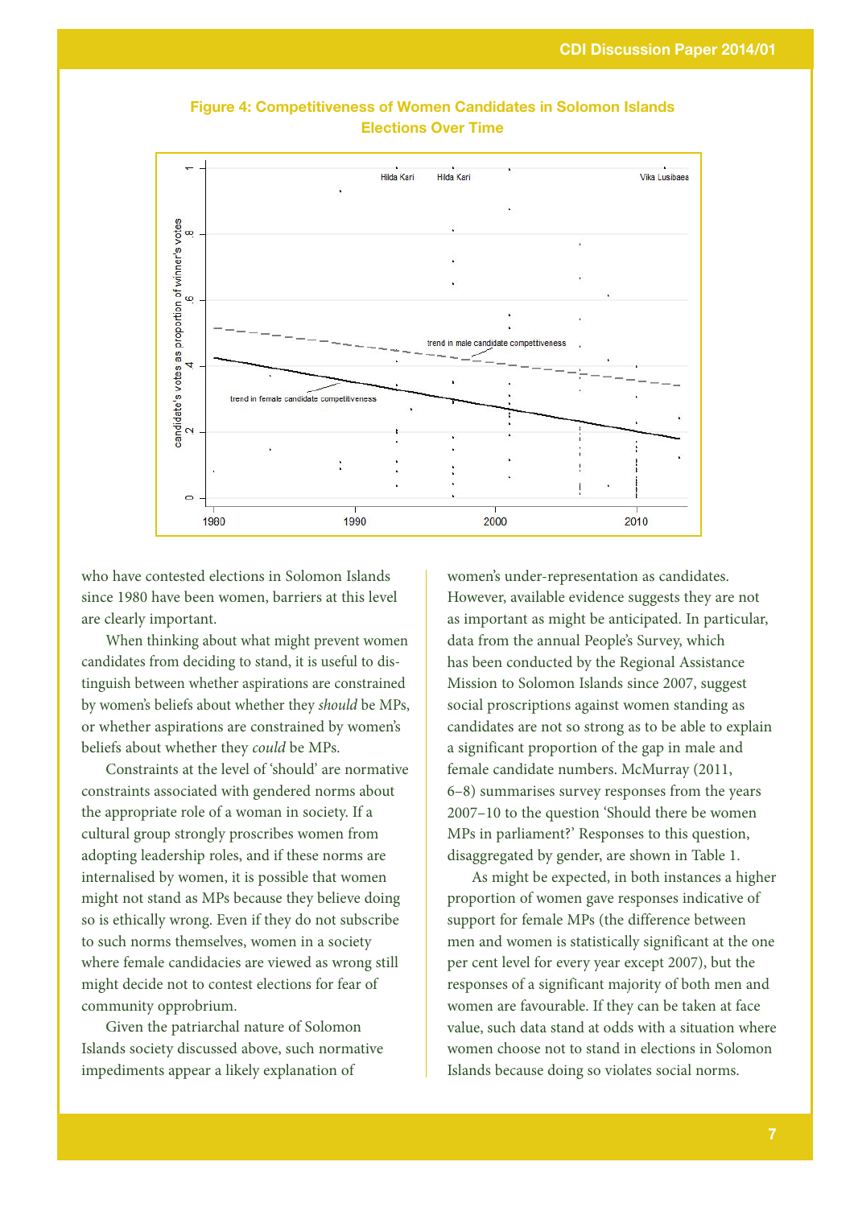**Figure 4: Competitiveness of Women Candidates in Solomon Islands Elections Over Time**

who have contested elections in Solomon Islands since 1980 have been women, barriers at this level are clearly important.

When thinking about what might prevent women candidates from deciding to stand, it is useful to distinguish between whether aspirations are constrained by women's beliefs about whether they *should* be MPs, or whether aspirations are constrained by women's beliefs about whether they *could* be MPs.

Constraints at the level of 'should' are normative constraints associated with gendered norms about the appropriate role of a woman in society. If a cultural group strongly proscribes women from adopting leadership roles, and if these norms are internalised by women, it is possible that women might not stand as MPs because they believe doing so is ethically wrong. Even if they do not subscribe to such norms themselves, women in a society where female candidacies are viewed as wrong still might decide not to contest elections for fear of community opprobrium.

Given the patriarchal nature of Solomon Islands society discussed above, such normative impediments appear a likely explanation of women's under-representation as candidates. However, available evidence suggests they are not as important as might be anticipated. In particular, data from the annual People's Survey, which has been conducted by the Regional Assistance Mission to Solomon Islands since 2007, suggest social proscriptions against women standing as candidates are not so strong as to be able to explain a significant proportion of the gap in male and female candidate numbers. McMurray (2011, 6–8) summarises survey responses from the years 2007–10 to the question 'Should there be women MPs in parliament?' Responses to this question, disaggregated by gender, are shown in Table 1.

As might be expected, in both instances a higher proportion of women gave responses indicative of support for female MPs (the difference between men and women is statistically significant at the one per cent level for every year except 2007), but the responses of a significant majority of both men and women are favourable. If they can be taken at face value, such data stand at odds with a situation where women choose not to stand in elections in Solomon Islands because doing so violates social norms.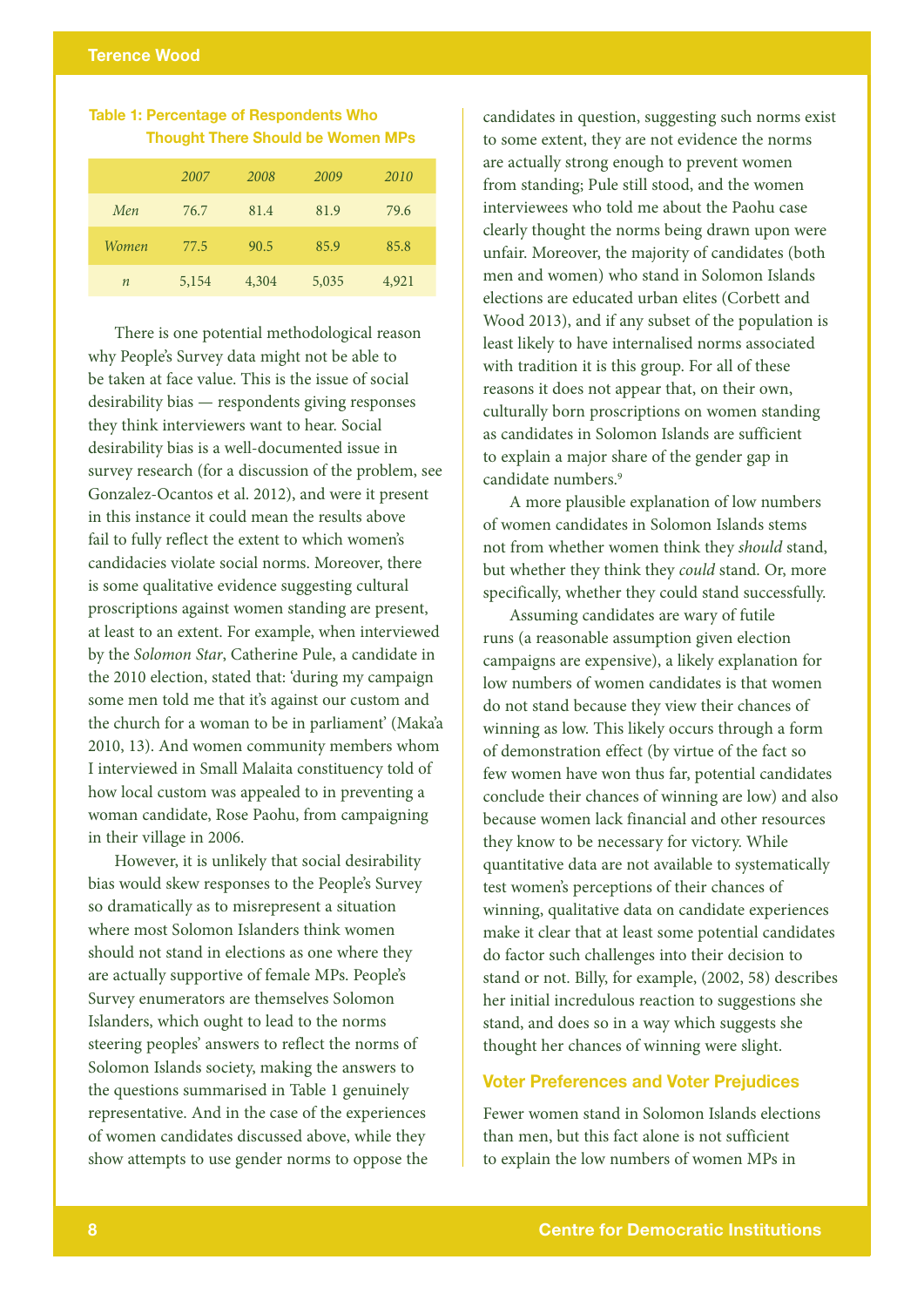**Table 1: Percentage of Respondents Who Thought There Should be Women MPs**

| | *2007* | *2008* | *2009* | *2010* |
|---|---|---|---|---|
| *Men* | 76.7 | 81.4 | 81.9 | 79.6 |
| *Women* | 77.5 | 90.5 | 85.9 | 85.8 |
| *n* | 5,154 | 4,304 | 5,035 | 4,921 |

There is one potential methodological reason why People's Survey data might not be able to be taken at face value. This is the issue of social desirability bias — respondents giving responses they think interviewers want to hear. Social desirability bias is a well-documented issue in survey research (for a discussion of the problem, see Gonzalez-Ocantos et al. 2012), and were it present in this instance it could mean the results above fail to fully reflect the extent to which women's candidacies violate social norms. Moreover, there is some qualitative evidence suggesting cultural proscriptions against women standing are present, at least to an extent. For example, when interviewed by the *Solomon Star*, Catherine Pule, a candidate in the 2010 election, stated that: 'during my campaign some men told me that it's against our custom and the church for a woman to be in parliament' (Maka'a 2010, 13). And women community members whom I interviewed in Small Malaita constituency told of how local custom was appealed to in preventing a woman candidate, Rose Paohu, from campaigning in their village in 2006.

However, it is unlikely that social desirability bias would skew responses to the People's Survey so dramatically as to misrepresent a situation where most Solomon Islanders think women should not stand in elections as one where they are actually supportive of female MPs. People's Survey enumerators are themselves Solomon Islanders, which ought to lead to the norms steering peoples' answers to reflect the norms of Solomon Islands society, making the answers to the questions summarised in Table 1 genuinely representative. And in the case of the experiences of women candidates discussed above, while they show attempts to use gender norms to oppose the candidates in question, suggesting such norms exist to some extent, they are not evidence the norms are actually strong enough to prevent women from standing; Pule still stood, and the women interviewees who told me about the Paohu case clearly thought the norms being drawn upon were unfair. Moreover, the majority of candidates (both men and women) who stand in Solomon Islands elections are educated urban elites (Corbett and Wood 2013), and if any subset of the population is least likely to have internalised norms associated with tradition it is this group. For all of these reasons it does not appear that, on their own, culturally born proscriptions on women standing as candidates in Solomon Islands are sufficient to explain a major share of the gender gap in candidate numbers.[9]

A more plausible explanation of low numbers of women candidates in Solomon Islands stems not from whether women think they *should* stand, but whether they think they *could* stand. Or, more specifically, whether they could stand successfully.

Assuming candidates are wary of futile runs (a reasonable assumption given election campaigns are expensive), a likely explanation for low numbers of women candidates is that women do not stand because they view their chances of winning as low. This likely occurs through a form of demonstration effect (by virtue of the fact so few women have won thus far, potential candidates conclude their chances of winning are low) and also because women lack financial and other resources they know to be necessary for victory. While quantitative data are not available to systematically test women's perceptions of their chances of winning, qualitative data on candidate experiences make it clear that at least some potential candidates do factor such challenges into their decision to stand or not. Billy, for example, (2002, 58) describes her initial incredulous reaction to suggestions she stand, and does so in a way which suggests she thought her chances of winning were slight.

## Voter Preferences and Voter Prejudices

Fewer women stand in Solomon Islands elections than men, but this fact alone is not sufficient to explain the low numbers of women MPs in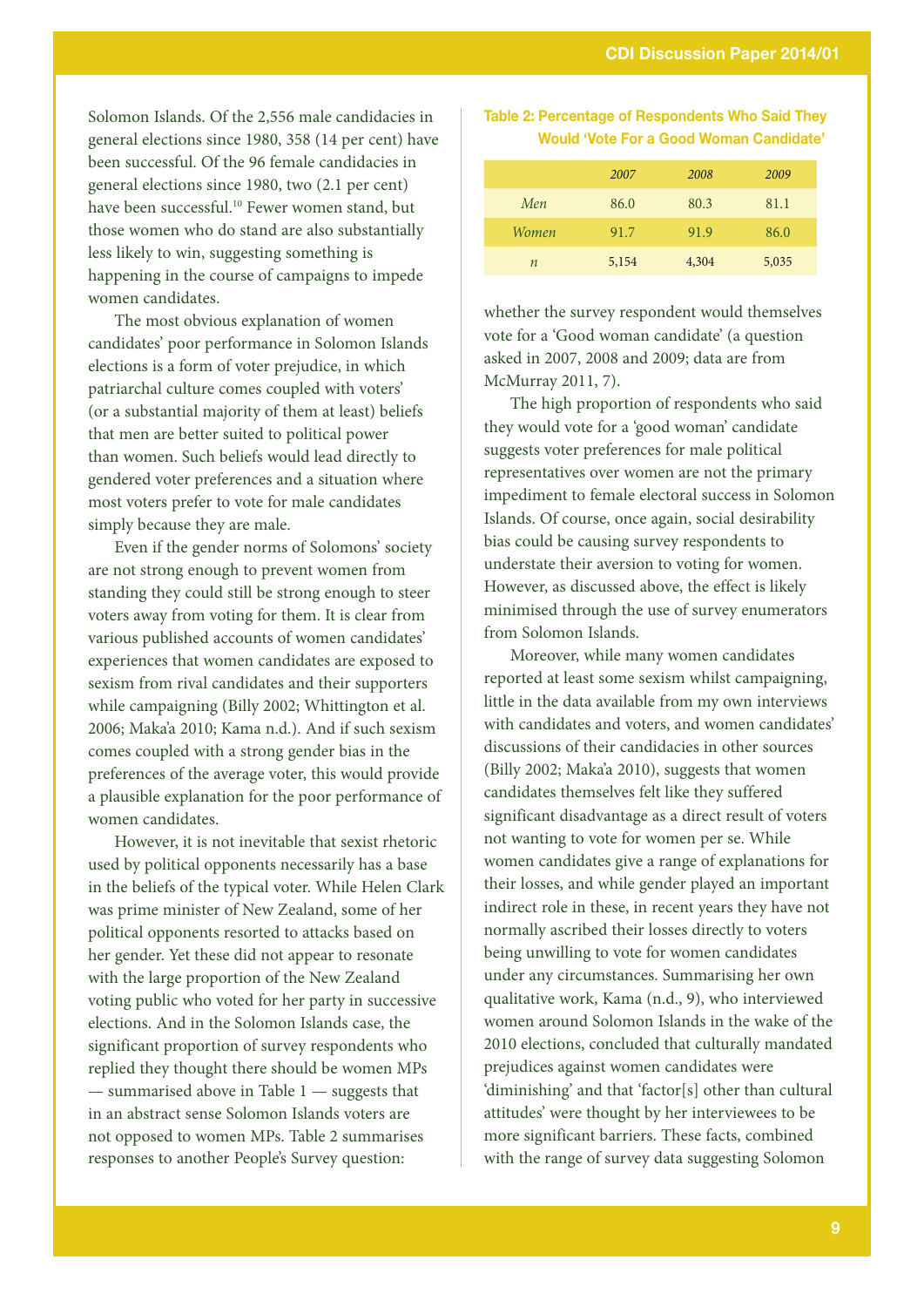Solomon Islands. Of the 2,556 male candidacies in general elections since 1980, 358 (14 per cent) have been successful. Of the 96 female candidacies in general elections since 1980, two (2.1 per cent) have been successful.[10] Fewer women stand, but those women who do stand are also substantially less likely to win, suggesting something is happening in the course of campaigns to impede women candidates.

The most obvious explanation of women candidates' poor performance in Solomon Islands elections is a form of voter prejudice, in which patriarchal culture comes coupled with voters' (or a substantial majority of them at least) beliefs that men are better suited to political power than women. Such beliefs would lead directly to gendered voter preferences and a situation where most voters prefer to vote for male candidates simply because they are male.

Even if the gender norms of Solomons' society are not strong enough to prevent women from standing they could still be strong enough to steer voters away from voting for them. It is clear from various published accounts of women candidates' experiences that women candidates are exposed to sexism from rival candidates and their supporters while campaigning (Billy 2002; Whittington et al. 2006; Maka'a 2010; Kama n.d.). And if such sexism comes coupled with a strong gender bias in the preferences of the average voter, this would provide a plausible explanation for the poor performance of women candidates.

However, it is not inevitable that sexist rhetoric used by political opponents necessarily has a base in the beliefs of the typical voter. While Helen Clark was prime minister of New Zealand, some of her political opponents resorted to attacks based on her gender. Yet these did not appear to resonate with the large proportion of the New Zealand voting public who voted for her party in successive elections. And in the Solomon Islands case, the significant proportion of survey respondents who replied they thought there should be women MPs — summarised above in Table 1 — suggests that in an abstract sense Solomon Islands voters are not opposed to women MPs. Table 2 summarises responses to another People's Survey question: whether the survey respondent would themselves vote for a 'Good woman candidate' (a question asked in 2007, 2008 and 2009; data are from McMurray 2011, 7).

**Table 2: Percentage of Respondents Who Said They Would 'Vote For a Good Woman Candidate'**

| | *2007* | *2008* | *2009* |
|---|---|---|---|
| *Men* | 86.0 | 80.3 | 81.1 |
| *Women* | 91.7 | 91.9 | 86.0 |
| *n* | 5,154 | 4,304 | 5,035 |

The high proportion of respondents who said they would vote for a 'good woman' candidate suggests voter preferences for male political representatives over women are not the primary impediment to female electoral success in Solomon Islands. Of course, once again, social desirability bias could be causing survey respondents to understate their aversion to voting for women. However, as discussed above, the effect is likely minimised through the use of survey enumerators from Solomon Islands.

Moreover, while many women candidates reported at least some sexism whilst campaigning, little in the data available from my own interviews with candidates and voters, and women candidates' discussions of their candidacies in other sources (Billy 2002; Maka'a 2010), suggests that women candidates themselves felt like they suffered significant disadvantage as a direct result of voters not wanting to vote for women per se. While women candidates give a range of explanations for their losses, and while gender played an important indirect role in these, in recent years they have not normally ascribed their losses directly to voters being unwilling to vote for women candidates under any circumstances. Summarising her own qualitative work, Kama (n.d., 9), who interviewed women around Solomon Islands in the wake of the 2010 elections, concluded that culturally mandated prejudices against women candidates were 'diminishing' and that 'factor[s] other than cultural attitudes' were thought by her interviewees to be more significant barriers. These facts, combined with the range of survey data suggesting Solomon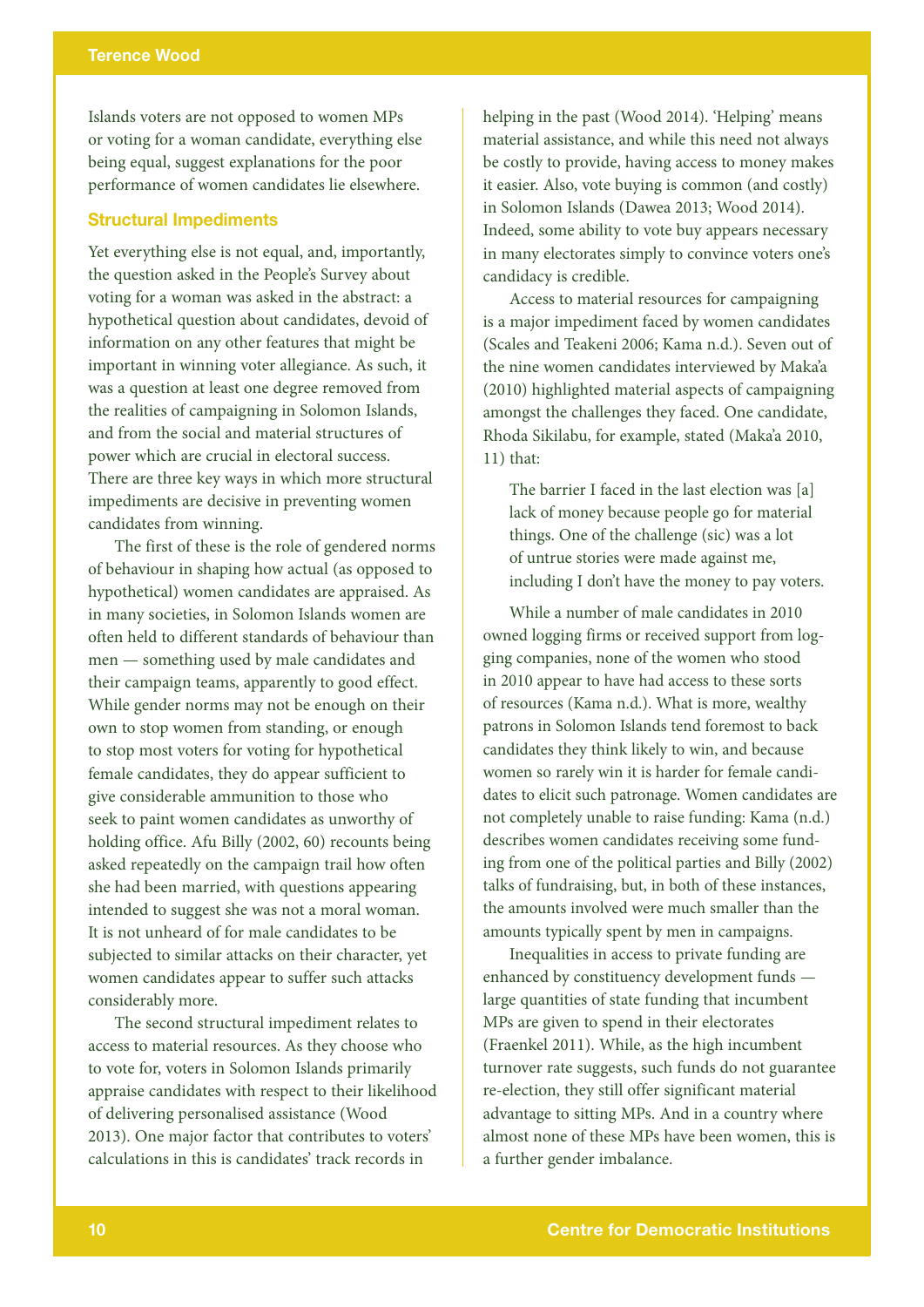Islands voters are not opposed to women MPs or voting for a woman candidate, everything else being equal, suggest explanations for the poor performance of women candidates lie elsewhere.

### Structural Impediments

Yet everything else is not equal, and, importantly, the question asked in the People's Survey about voting for a woman was asked in the abstract: a hypothetical question about candidates, devoid of information on any other features that might be important in winning voter allegiance. As such, it was a question at least one degree removed from the realities of campaigning in Solomon Islands, and from the social and material structures of power which are crucial in electoral success. There are three key ways in which more structural impediments are decisive in preventing women candidates from winning.

The first of these is the role of gendered norms of behaviour in shaping how actual (as opposed to hypothetical) women candidates are appraised. As in many societies, in Solomon Islands women are often held to different standards of behaviour than men — something used by male candidates and their campaign teams, apparently to good effect. While gender norms may not be enough on their own to stop women from standing, or enough to stop most voters for voting for hypothetical female candidates, they do appear sufficient to give considerable ammunition to those who seek to paint women candidates as unworthy of holding office. Afu Billy (2002, 60) recounts being asked repeatedly on the campaign trail how often she had been married, with questions appearing intended to suggest she was not a moral woman. It is not unheard of for male candidates to be subjected to similar attacks on their character, yet women candidates appear to suffer such attacks considerably more.

The second structural impediment relates to access to material resources. As they choose who to vote for, voters in Solomon Islands primarily appraise candidates with respect to their likelihood of delivering personalised assistance (Wood 2013). One major factor that contributes to voters' calculations in this is candidates' track records in helping in the past (Wood 2014). 'Helping' means material assistance, and while this need not always be costly to provide, having access to money makes it easier. Also, vote buying is common (and costly) in Solomon Islands (Dawea 2013; Wood 2014). Indeed, some ability to vote buy appears necessary in many electorates simply to convince voters one's candidacy is credible.

Access to material resources for campaigning is a major impediment faced by women candidates (Scales and Teakeni 2006; Kama n.d.). Seven out of the nine women candidates interviewed by Maka'a (2010) highlighted material aspects of campaigning amongst the challenges they faced. One candidate, Rhoda Sikilabu, for example, stated (Maka'a 2010, 11) that:

> The barrier I faced in the last election was [a] lack of money because people go for material things. One of the challenge (sic) was a lot of untrue stories were made against me, including I don't have the money to pay voters.

While a number of male candidates in 2010 owned logging firms or received support from logging companies, none of the women who stood in 2010 appear to have had access to these sorts of resources (Kama n.d.). What is more, wealthy patrons in Solomon Islands tend foremost to back candidates they think likely to win, and because women so rarely win it is harder for female candidates to elicit such patronage. Women candidates are not completely unable to raise funding: Kama (n.d.) describes women candidates receiving some funding from one of the political parties and Billy (2002) talks of fundraising, but, in both of these instances, the amounts involved were much smaller than the amounts typically spent by men in campaigns.

Inequalities in access to private funding are enhanced by constituency development funds — large quantities of state funding that incumbent MPs are given to spend in their electorates (Fraenkel 2011). While, as the high incumbent turnover rate suggests, such funds do not guarantee re-election, they still offer significant material advantage to sitting MPs. And in a country where almost none of these MPs have been women, this is a further gender imbalance.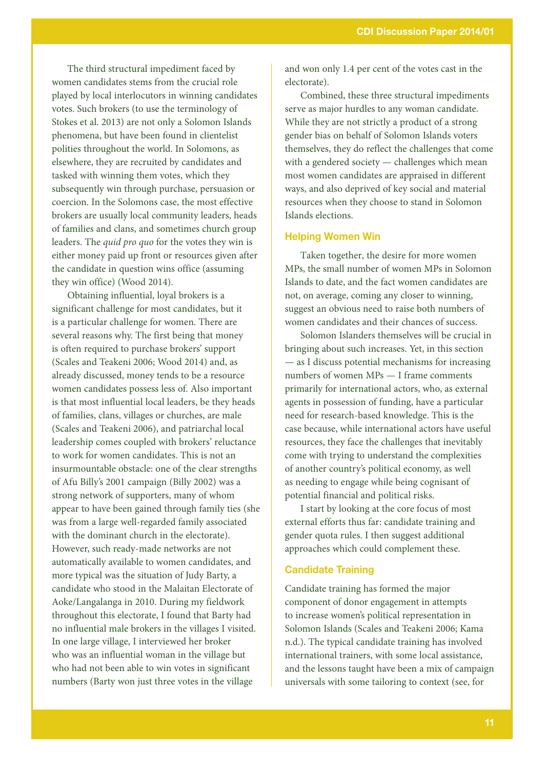The third structural impediment faced by women candidates stems from the crucial role played by local interlocutors in winning candidates votes. Such brokers (to use the terminology of Stokes et al. 2013) are not only a Solomon Islands phenomena, but have been found in clientelist polities throughout the world. In Solomons, as elsewhere, they are recruited by candidates and tasked with winning them votes, which they subsequently win through purchase, persuasion or coercion. In the Solomons case, the most effective brokers are usually local community leaders, heads of families and clans, and sometimes church group leaders. The *quid pro quo* for the votes they win is either money paid up front or resources given after the candidate in question wins office (assuming they win office) (Wood 2014).

Obtaining influential, loyal brokers is a significant challenge for most candidates, but it is a particular challenge for women. There are several reasons why. The first being that money is often required to purchase brokers' support (Scales and Teakeni 2006; Wood 2014) and, as already discussed, money tends to be a resource women candidates possess less of. Also important is that most influential local leaders, be they heads of families, clans, villages or churches, are male (Scales and Teakeni 2006), and patriarchal local leadership comes coupled with brokers' reluctance to work for women candidates. This is not an insurmountable obstacle: one of the clear strengths of Afu Billy's 2001 campaign (Billy 2002) was a strong network of supporters, many of whom appear to have been gained through family ties (she was from a large well-regarded family associated with the dominant church in the electorate). However, such ready-made networks are not automatically available to women candidates, and more typical was the situation of Judy Barty, a candidate who stood in the Malaitan Electorate of Aoke/Langalanga in 2010. During my fieldwork throughout this electorate, I found that Barty had no influential male brokers in the villages I visited. In one large village, I interviewed her broker who was an influential woman in the village but who had not been able to win votes in significant numbers (Barty won just three votes in the village and won only 1.4 per cent of the votes cast in the electorate).

Combined, these three structural impediments serve as major hurdles to any woman candidate. While they are not strictly a product of a strong gender bias on behalf of Solomon Islands voters themselves, they do reflect the challenges that come with a gendered society — challenges which mean most women candidates are appraised in different ways, and also deprived of key social and material resources when they choose to stand in Solomon Islands elections.

## Helping Women Win

Taken together, the desire for more women MPs, the small number of women MPs in Solomon Islands to date, and the fact women candidates are not, on average, coming any closer to winning, suggest an obvious need to raise both numbers of women candidates and their chances of success.

Solomon Islanders themselves will be crucial in bringing about such increases. Yet, in this section — as I discuss potential mechanisms for increasing numbers of women MPs — I frame comments primarily for international actors, who, as external agents in possession of funding, have a particular need for research-based knowledge. This is the case because, while international actors have useful resources, they face the challenges that inevitably come with trying to understand the complexities of another country's political economy, as well as needing to engage while being cognisant of potential financial and political risks.

I start by looking at the core focus of most external efforts thus far: candidate training and gender quota rules. I then suggest additional approaches which could complement these.

## Candidate Training

Candidate training has formed the major component of donor engagement in attempts to increase women's political representation in Solomon Islands (Scales and Teakeni 2006; Kama n.d.). The typical candidate training has involved international trainers, with some local assistance, and the lessons taught have been a mix of campaign universals with some tailoring to context (see, for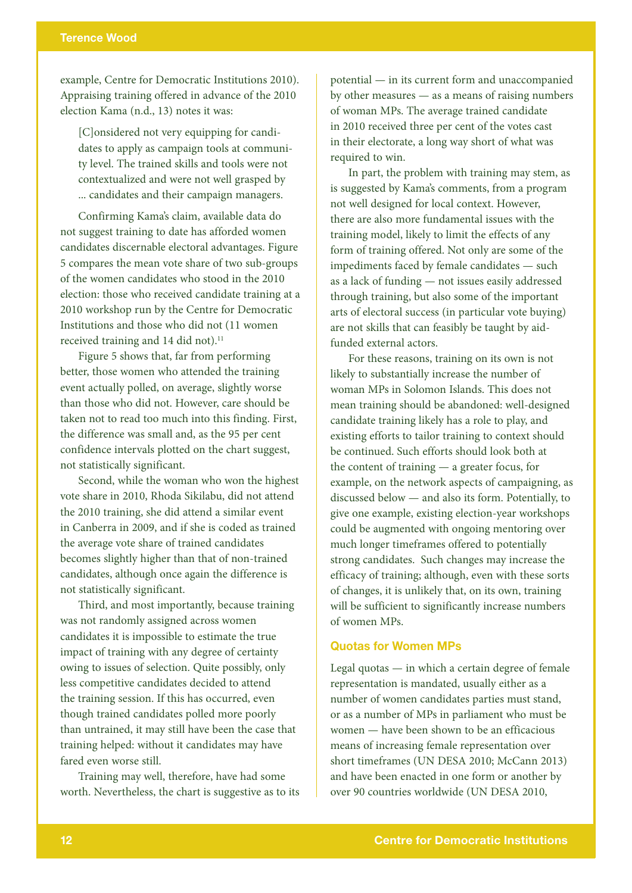example, Centre for Democratic Institutions 2010). Appraising training offered in advance of the 2010 election Kama (n.d., 13) notes it was:

> [C]onsidered not very equipping for candidates to apply as campaign tools at community level. The trained skills and tools were not contextualized and were not well grasped by … candidates and their campaign managers.

Confirming Kama's claim, available data do not suggest training to date has afforded women candidates discernable electoral advantages. Figure 5 compares the mean vote share of two sub-groups of the women candidates who stood in the 2010 election: those who received candidate training at a 2010 workshop run by the Centre for Democratic Institutions and those who did not (11 women received training and 14 did not).[11]

Figure 5 shows that, far from performing better, those women who attended the training event actually polled, on average, slightly worse than those who did not. However, care should be taken not to read too much into this finding. First, the difference was small and, as the 95 per cent confidence intervals plotted on the chart suggest, not statistically significant.

Second, while the woman who won the highest vote share in 2010, Rhoda Sikilabu, did not attend the 2010 training, she did attend a similar event in Canberra in 2009, and if she is coded as trained the average vote share of trained candidates becomes slightly higher than that of non-trained candidates, although once again the difference is not statistically significant.

Third, and most importantly, because training was not randomly assigned across women candidates it is impossible to estimate the true impact of training with any degree of certainty owing to issues of selection. Quite possibly, only less competitive candidates decided to attend the training session. If this has occurred, even though trained candidates polled more poorly than untrained, it may still have been the case that training helped: without it candidates may have fared even worse still.

Training may well, therefore, have had some worth. Nevertheless, the chart is suggestive as to its potential — in its current form and unaccompanied by other measures — as a means of raising numbers of woman MPs. The average trained candidate in 2010 received three per cent of the votes cast in their electorate, a long way short of what was required to win.

In part, the problem with training may stem, as is suggested by Kama's comments, from a program not well designed for local context. However, there are also more fundamental issues with the training model, likely to limit the effects of any form of training offered. Not only are some of the impediments faced by female candidates — such as a lack of funding — not issues easily addressed through training, but also some of the important arts of electoral success (in particular vote buying) are not skills that can feasibly be taught by aid-funded external actors.

For these reasons, training on its own is not likely to substantially increase the number of woman MPs in Solomon Islands. This does not mean training should be abandoned: well-designed candidate training likely has a role to play, and existing efforts to tailor training to context should be continued. Such efforts should look both at the content of training — a greater focus, for example, on the network aspects of campaigning, as discussed below — and also its form. Potentially, to give one example, existing election-year workshops could be augmented with ongoing mentoring over much longer timeframes offered to potentially strong candidates. Such changes may increase the efficacy of training; although, even with these sorts of changes, it is unlikely that, on its own, training will be sufficient to significantly increase numbers of women MPs.

## Quotas for Women MPs

Legal quotas — in which a certain degree of female representation is mandated, usually either as a number of women candidates parties must stand, or as a number of MPs in parliament who must be women — have been shown to be an efficacious means of increasing female representation over short timeframes (UN DESA 2010; McCann 2013) and have been enacted in one form or another by over 90 countries worldwide (UN DESA 2010,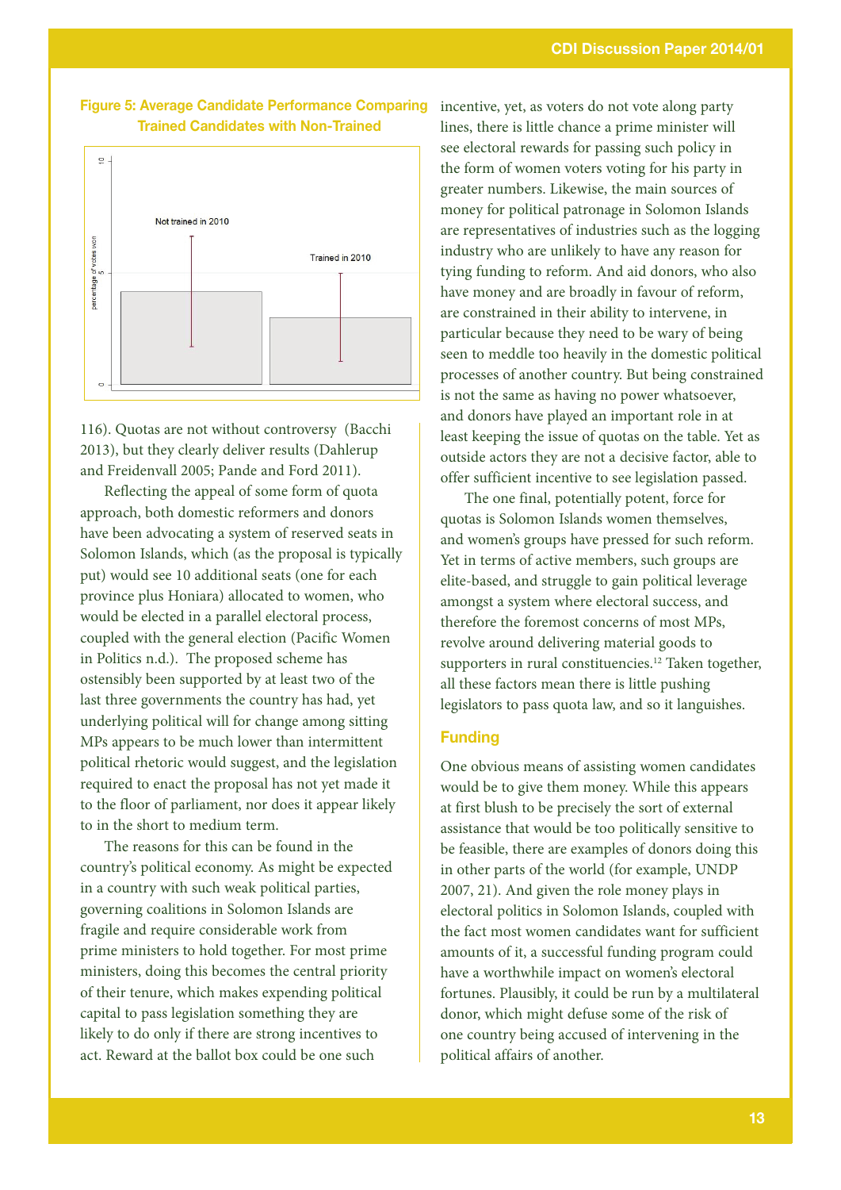**Figure 5: Average Candidate Performance Comparing Trained Candidates with Non-Trained**

116). Quotas are not without controversy (Bacchi 2013), but they clearly deliver results (Dahlerup and Freidenvall 2005; Pande and Ford 2011).

Reflecting the appeal of some form of quota approach, both domestic reformers and donors have been advocating a system of reserved seats in Solomon Islands, which (as the proposal is typically put) would see 10 additional seats (one for each province plus Honiara) allocated to women, who would be elected in a parallel electoral process, coupled with the general election (Pacific Women in Politics n.d.). The proposed scheme has ostensibly been supported by at least two of the last three governments the country has had, yet underlying political will for change among sitting MPs appears to be much lower than intermittent political rhetoric would suggest, and the legislation required to enact the proposal has not yet made it to the floor of parliament, nor does it appear likely to in the short to medium term.

The reasons for this can be found in the country's political economy. As might be expected in a country with such weak political parties, governing coalitions in Solomon Islands are fragile and require considerable work from prime ministers to hold together. For most prime ministers, doing this becomes the central priority of their tenure, which makes expending political capital to pass legislation something they are likely to do only if there are strong incentives to act. Reward at the ballot box could be one such incentive, yet, as voters do not vote along party lines, there is little chance a prime minister will see electoral rewards for passing such policy in the form of women voters voting for his party in greater numbers. Likewise, the main sources of money for political patronage in Solomon Islands are representatives of industries such as the logging industry who are unlikely to have any reason for tying funding to reform. And aid donors, who also have money and are broadly in favour of reform, are constrained in their ability to intervene, in particular because they need to be wary of being seen to meddle too heavily in the domestic political processes of another country. But being constrained is not the same as having no power whatsoever, and donors have played an important role in at least keeping the issue of quotas on the table. Yet as outside actors they are not a decisive factor, able to offer sufficient incentive to see legislation passed.

The one final, potentially potent, force for quotas is Solomon Islands women themselves, and women's groups have pressed for such reform. Yet in terms of active members, such groups are elite-based, and struggle to gain political leverage amongst a system where electoral success, and therefore the foremost concerns of most MPs, revolve around delivering material goods to supporters in rural constituencies.[12] Taken together, all these factors mean there is little pushing legislators to pass quota law, and so it languishes.

## Funding

One obvious means of assisting women candidates would be to give them money. While this appears at first blush to be precisely the sort of external assistance that would be too politically sensitive to be feasible, there are examples of donors doing this in other parts of the world (for example, UNDP 2007, 21). And given the role money plays in electoral politics in Solomon Islands, coupled with the fact most women candidates want for sufficient amounts of it, a successful funding program could have a worthwhile impact on women's electoral fortunes. Plausibly, it could be run by a multilateral donor, which might defuse some of the risk of one country being accused of intervening in the political affairs of another.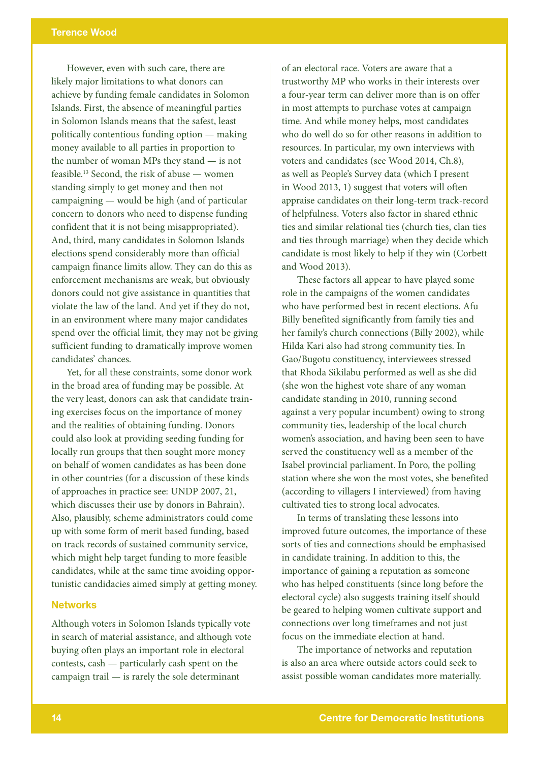However, even with such care, there are likely major limitations to what donors can achieve by funding female candidates in Solomon Islands. First, the absence of meaningful parties in Solomon Islands means that the safest, least politically contentious funding option — making money available to all parties in proportion to the number of woman MPs they stand — is not feasible.[13] Second, the risk of abuse — women standing simply to get money and then not campaigning — would be high (and of particular concern to donors who need to dispense funding confident that it is not being misappropriated). And, third, many candidates in Solomon Islands elections spend considerably more than official campaign finance limits allow. They can do this as enforcement mechanisms are weak, but obviously donors could not give assistance in quantities that violate the law of the land. And yet if they do not, in an environment where many major candidates spend over the official limit, they may not be giving sufficient funding to dramatically improve women candidates' chances.

Yet, for all these constraints, some donor work in the broad area of funding may be possible. At the very least, donors can ask that candidate training exercises focus on the importance of money and the realities of obtaining funding. Donors could also look at providing seeding funding for locally run groups that then sought more money on behalf of women candidates as has been done in other countries (for a discussion of these kinds of approaches in practice see: UNDP 2007, 21, which discusses their use by donors in Bahrain). Also, plausibly, scheme administrators could come up with some form of merit based funding, based on track records of sustained community service, which might help target funding to more feasible candidates, while at the same time avoiding opportunistic candidacies aimed simply at getting money.

## Networks

Although voters in Solomon Islands typically vote in search of material assistance, and although vote buying often plays an important role in electoral contests, cash — particularly cash spent on the campaign trail — is rarely the sole determinant of an electoral race. Voters are aware that a trustworthy MP who works in their interests over a four-year term can deliver more than is on offer in most attempts to purchase votes at campaign time. And while money helps, most candidates who do well do so for other reasons in addition to resources. In particular, my own interviews with voters and candidates (see Wood 2014, Ch.8), as well as People's Survey data (which I present in Wood 2013, 1) suggest that voters will often appraise candidates on their long-term track-record of helpfulness. Voters also factor in shared ethnic ties and similar relational ties (church ties, clan ties and ties through marriage) when they decide which candidate is most likely to help if they win (Corbett and Wood 2013).

These factors all appear to have played some role in the campaigns of the women candidates who have performed best in recent elections. Afu Billy benefited significantly from family ties and her family's church connections (Billy 2002), while Hilda Kari also had strong community ties. In Gao/Bugotu constituency, interviewees stressed that Rhoda Sikilabu performed as well as she did (she won the highest vote share of any woman candidate standing in 2010, running second against a very popular incumbent) owing to strong community ties, leadership of the local church women's association, and having been seen to have served the constituency well as a member of the Isabel provincial parliament. In Poro, the polling station where she won the most votes, she benefited (according to villagers I interviewed) from having cultivated ties to strong local advocates.

In terms of translating these lessons into improved future outcomes, the importance of these sorts of ties and connections should be emphasised in candidate training. In addition to this, the importance of gaining a reputation as someone who has helped constituents (since long before the electoral cycle) also suggests training itself should be geared to helping women cultivate support and connections over long timeframes and not just focus on the immediate election at hand.

The importance of networks and reputation is also an area where outside actors could seek to assist possible woman candidates more materially.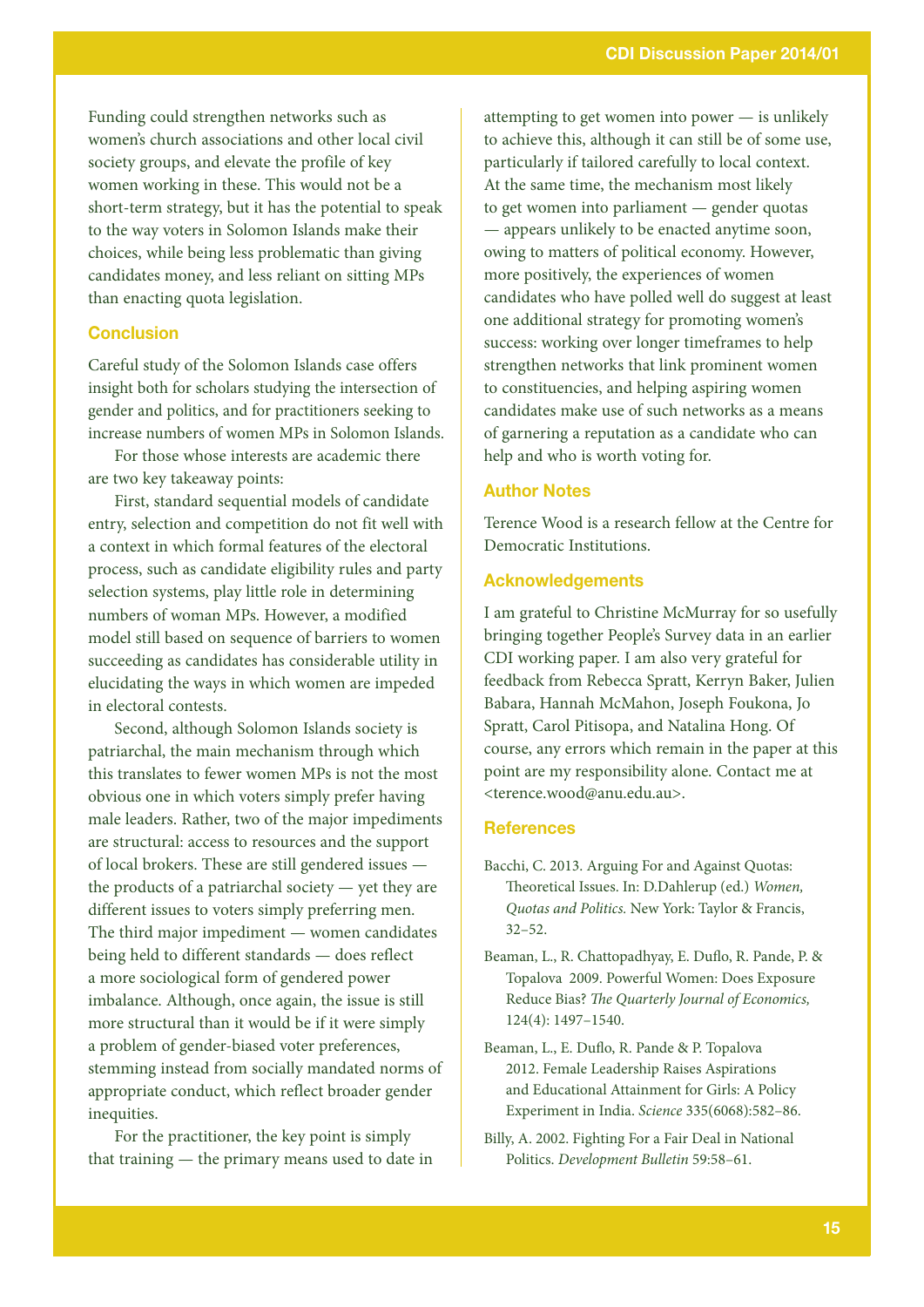Funding could strengthen networks such as women's church associations and other local civil society groups, and elevate the profile of key women working in these. This would not be a short-term strategy, but it has the potential to speak to the way voters in Solomon Islands make their choices, while being less problematic than giving candidates money, and less reliant on sitting MPs than enacting quota legislation.

## Conclusion

Careful study of the Solomon Islands case offers insight both for scholars studying the intersection of gender and politics, and for practitioners seeking to increase numbers of women MPs in Solomon Islands.

For those whose interests are academic there are two key takeaway points:

First, standard sequential models of candidate entry, selection and competition do not fit well with a context in which formal features of the electoral process, such as candidate eligibility rules and party selection systems, play little role in determining numbers of woman MPs. However, a modified model still based on sequence of barriers to women succeeding as candidates has considerable utility in elucidating the ways in which women are impeded in electoral contests.

Second, although Solomon Islands society is patriarchal, the main mechanism through which this translates to fewer women MPs is not the most obvious one in which voters simply prefer having male leaders. Rather, two of the major impediments are structural: access to resources and the support of local brokers. These are still gendered issues — the products of a patriarchal society — yet they are different issues to voters simply preferring men. The third major impediment — women candidates being held to different standards — does reflect a more sociological form of gendered power imbalance. Although, once again, the issue is still more structural than it would be if it were simply a problem of gender-biased voter preferences, stemming instead from socially mandated norms of appropriate conduct, which reflect broader gender inequities.

For the practitioner, the key point is simply that training — the primary means used to date in attempting to get women into power — is unlikely to achieve this, although it can still be of some use, particularly if tailored carefully to local context. At the same time, the mechanism most likely to get women into parliament — gender quotas — appears unlikely to be enacted anytime soon, owing to matters of political economy. However, more positively, the experiences of women candidates who have polled well do suggest at least one additional strategy for promoting women's success: working over longer timeframes to help strengthen networks that link prominent women to constituencies, and helping aspiring women candidates make use of such networks as a means of garnering a reputation as a candidate who can help and who is worth voting for.

## Author Notes

Terence Wood is a research fellow at the Centre for Democratic Institutions.

## Acknowledgements

I am grateful to Christine McMurray for so usefully bringing together People's Survey data in an earlier CDI working paper. I am also very grateful for feedback from Rebecca Spratt, Kerryn Baker, Julien Babara, Hannah McMahon, Joseph Foukona, Jo Spratt, Carol Pitisopa, and Natalina Hong. Of course, any errors which remain in the paper at this point are my responsibility alone. Contact me at <terence.wood@anu.edu.au>.

## References

Bacchi, C. 2013. Arguing For and Against Quotas: Theoretical Issues. In: D.Dahlerup (ed.) *Women, Quotas and Politics.* New York: Taylor & Francis, 32–52.

Beaman, L., R. Chattopadhyay, E. Duflo, R. Pande, P. & Topalova 2009. Powerful Women: Does Exposure Reduce Bias? *The Quarterly Journal of Economics,* 124(4): 1497–1540.

Beaman, L., E. Duflo, R. Pande & P. Topalova 2012. Female Leadership Raises Aspirations and Educational Attainment for Girls: A Policy Experiment in India. *Science* 335(6068):582–86.

Billy, A. 2002. Fighting For a Fair Deal in National Politics. *Development Bulletin* 59:58–61.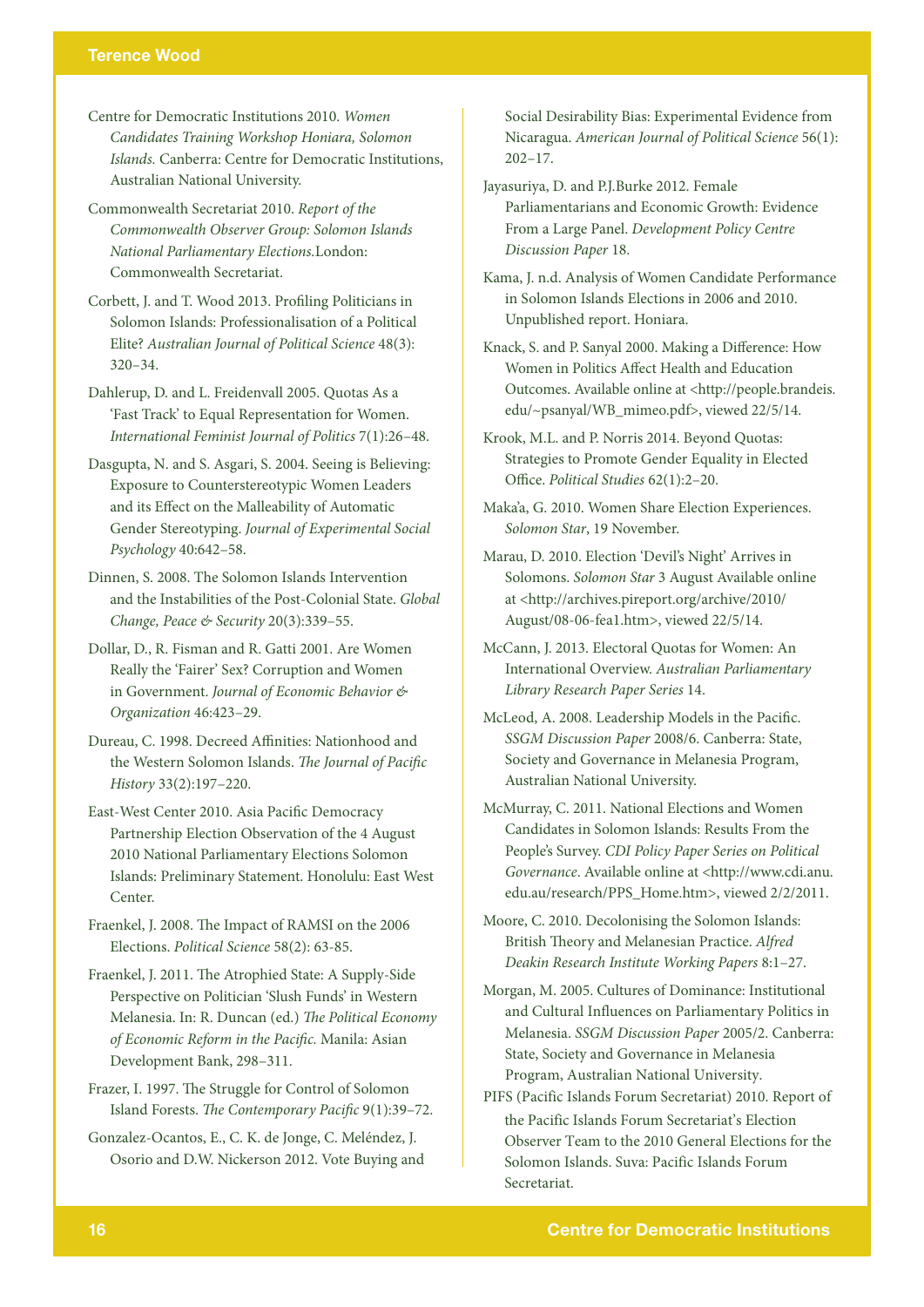Centre for Democratic Institutions 2010. *Women Candidates Training Workshop Honiara, Solomon Islands.* Canberra: Centre for Democratic Institutions, Australian National University.

Commonwealth Secretariat 2010. *Report of the Commonwealth Observer Group: Solomon Islands National Parliamentary Elections.*London: Commonwealth Secretariat.

Corbett, J. and T. Wood 2013. Profiling Politicians in Solomon Islands: Professionalisation of a Political Elite? *Australian Journal of Political Science* 48(3): 320–34.

Dahlerup, D. and L. Freidenvall 2005. Quotas As a 'Fast Track' to Equal Representation for Women. *International Feminist Journal of Politics* 7(1):26–48.

Dasgupta, N. and S. Asgari, S. 2004. Seeing is Believing: Exposure to Counterstereotypic Women Leaders and its Effect on the Malleability of Automatic Gender Stereotyping. *Journal of Experimental Social Psychology* 40:642–58.

Dinnen, S. 2008. The Solomon Islands Intervention and the Instabilities of the Post-Colonial State. *Global Change, Peace & Security* 20(3):339–55.

Dollar, D., R. Fisman and R. Gatti 2001. Are Women Really the 'Fairer' Sex? Corruption and Women in Government. *Journal of Economic Behavior & Organization* 46:423–29.

Dureau, C. 1998. Decreed Affinities: Nationhood and the Western Solomon Islands. *The Journal of Pacific History* 33(2):197–220.

East-West Center 2010. Asia Pacific Democracy Partnership Election Observation of the 4 August 2010 National Parliamentary Elections Solomon Islands: Preliminary Statement. Honolulu: East West Center.

Fraenkel, J. 2008. The Impact of RAMSI on the 2006 Elections. *Political Science* 58(2): 63-85.

Fraenkel, J. 2011. The Atrophied State: A Supply-Side Perspective on Politician 'Slush Funds' in Western Melanesia. In: R. Duncan (ed.) *The Political Economy of Economic Reform in the Pacific.* Manila: Asian Development Bank, 298–311.

Frazer, I. 1997. The Struggle for Control of Solomon Island Forests. *The Contemporary Pacific* 9(1):39–72.

Gonzalez-Ocantos, E., C. K. de Jonge, C. Meléndez, J. Osorio and D.W. Nickerson 2012. Vote Buying and Social Desirability Bias: Experimental Evidence from Nicaragua. *American Journal of Political Science* 56(1): 202–17.

Jayasuriya, D. and P.J.Burke 2012. Female Parliamentarians and Economic Growth: Evidence From a Large Panel. *Development Policy Centre Discussion Paper* 18.

Kama, J. n.d. Analysis of Women Candidate Performance in Solomon Islands Elections in 2006 and 2010. Unpublished report. Honiara.

Knack, S. and P. Sanyal 2000. Making a Difference: How Women in Politics Affect Health and Education Outcomes. Available online at <http://people.brandeis.edu/~psanyal/WB_mimeo.pdf>, viewed 22/5/14.

Krook, M.L. and P. Norris 2014. Beyond Quotas: Strategies to Promote Gender Equality in Elected Office. *Political Studies* 62(1):2–20.

Maka'a, G. 2010. Women Share Election Experiences. *Solomon Star*, 19 November.

Marau, D. 2010. Election 'Devil's Night' Arrives in Solomons. *Solomon Star* 3 August Available online at <http://archives.pireport.org/archive/2010/August/08-06-fea1.htm>, viewed 22/5/14.

McCann, J. 2013. Electoral Quotas for Women: An International Overview. *Australian Parliamentary Library Research Paper Series* 14.

McLeod, A. 2008. Leadership Models in the Pacific. *SSGM Discussion Paper* 2008/6. Canberra: State, Society and Governance in Melanesia Program, Australian National University.

McMurray, C. 2011. National Elections and Women Candidates in Solomon Islands: Results From the People's Survey. *CDI Policy Paper Series on Political Governance*. Available online at <http://www.cdi.anu.edu.au/research/PPS_Home.htm>, viewed 2/2/2011.

Moore, C. 2010. Decolonising the Solomon Islands: British Theory and Melanesian Practice. *Alfred Deakin Research Institute Working Papers* 8:1–27.

Morgan, M. 2005. Cultures of Dominance: Institutional and Cultural Influences on Parliamentary Politics in Melanesia. *SSGM Discussion Paper* 2005/2. Canberra: State, Society and Governance in Melanesia Program, Australian National University.

PIFS (Pacific Islands Forum Secretariat) 2010. Report of the Pacific Islands Forum Secretariat's Election Observer Team to the 2010 General Elections for the Solomon Islands. Suva: Pacific Islands Forum Secretariat.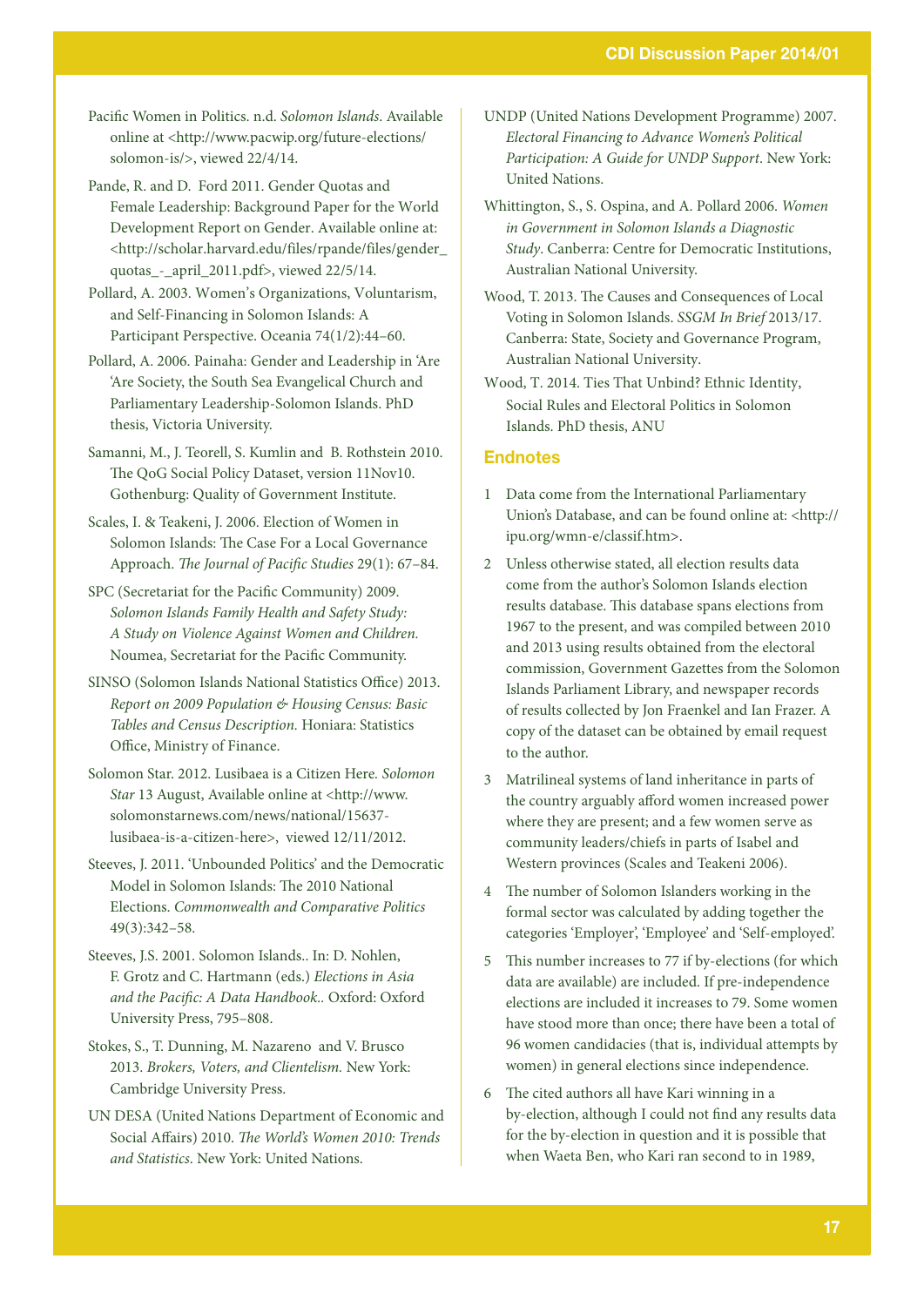Pacific Women in Politics. n.d. *Solomon Islands*. Available online at <http://www.pacwip.org/future-elections/solomon-is/>, viewed 22/4/14.

Pande, R. and D. Ford 2011. Gender Quotas and Female Leadership: Background Paper for the World Development Report on Gender. Available online at: <http://scholar.harvard.edu/files/rpande/files/gender_quotas_-_april_2011.pdf>, viewed 22/5/14.

Pollard, A. 2003. Women's Organizations, Voluntarism, and Self-Financing in Solomon Islands: A Participant Perspective. Oceania 74(1/2):44–60.

Pollard, A. 2006. Painaha: Gender and Leadership in 'Are 'Are Society, the South Sea Evangelical Church and Parliamentary Leadership-Solomon Islands. PhD thesis, Victoria University.

Samanni, M., J. Teorell, S. Kumlin and B. Rothstein 2010. The QoG Social Policy Dataset, version 11Nov10. Gothenburg: Quality of Government Institute.

Scales, I. & Teakeni, J. 2006. Election of Women in Solomon Islands: The Case For a Local Governance Approach. *The Journal of Pacific Studies* 29(1): 67–84.

SPC (Secretariat for the Pacific Community) 2009. *Solomon Islands Family Health and Safety Study: A Study on Violence Against Women and Children.* Noumea, Secretariat for the Pacific Community.

SINSO (Solomon Islands National Statistics Office) 2013. *Report on 2009 Population & Housing Census: Basic Tables and Census Description.* Honiara: Statistics Office, Ministry of Finance.

Solomon Star. 2012. Lusibaea is a Citizen Here. *Solomon Star* 13 August, Available online at <http://www.solomonstarnews.com/news/national/15637-lusibaea-is-a-citizen-here>, viewed 12/11/2012.

Steeves, J. 2011. 'Unbounded Politics' and the Democratic Model in Solomon Islands: The 2010 National Elections. *Commonwealth and Comparative Politics* 49(3):342–58.

Steeves, J.S. 2001. Solomon Islands.. In: D. Nohlen, F. Grotz and C. Hartmann (eds.) *Elections in Asia and the Pacific: A Data Handbook.*. Oxford: Oxford University Press, 795–808.

Stokes, S., T. Dunning, M. Nazareno and V. Brusco 2013. *Brokers, Voters, and Clientelism.* New York: Cambridge University Press.

UN DESA (United Nations Department of Economic and Social Affairs) 2010. *The World's Women 2010: Trends and Statistics*. New York: United Nations.

UNDP (United Nations Development Programme) 2007. *Electoral Financing to Advance Women's Political Participation: A Guide for UNDP Support*. New York: United Nations.

Whittington, S., S. Ospina, and A. Pollard 2006. *Women in Government in Solomon Islands a Diagnostic Study*. Canberra: Centre for Democratic Institutions, Australian National University.

Wood, T. 2013. The Causes and Consequences of Local Voting in Solomon Islands. *SSGM In Brief* 2013/17. Canberra: State, Society and Governance Program, Australian National University.

Wood, T. 2014. Ties That Unbind? Ethnic Identity, Social Rules and Electoral Politics in Solomon Islands. PhD thesis, ANU

## Endnotes

1. Data come from the International Parliamentary Union's Database, and can be found online at: <http://ipu.org/wmn-e/classif.htm>.
2. Unless otherwise stated, all election results data come from the author's Solomon Islands election results database. This database spans elections from 1967 to the present, and was compiled between 2010 and 2013 using results obtained from the electoral commission, Government Gazettes from the Solomon Islands Parliament Library, and newspaper records of results collected by Jon Fraenkel and Ian Frazer. A copy of the dataset can be obtained by email request to the author.
3. Matrilineal systems of land inheritance in parts of the country arguably afford women increased power where they are present; and a few women serve as community leaders/chiefs in parts of Isabel and Western provinces (Scales and Teakeni 2006).
4. The number of Solomon Islanders working in the formal sector was calculated by adding together the categories 'Employer', 'Employee' and 'Self-employed'.
5. This number increases to 77 if by-elections (for which data are available) are included. If pre-independence elections are included it increases to 79. Some women have stood more than once; there have been a total of 96 women candidacies (that is, individual attempts by women) in general elections since independence.
6. The cited authors all have Kari winning in a by-election, although I could not find any results data for the by-election in question and it is possible that when Waeta Ben, who Kari ran second to in 1989,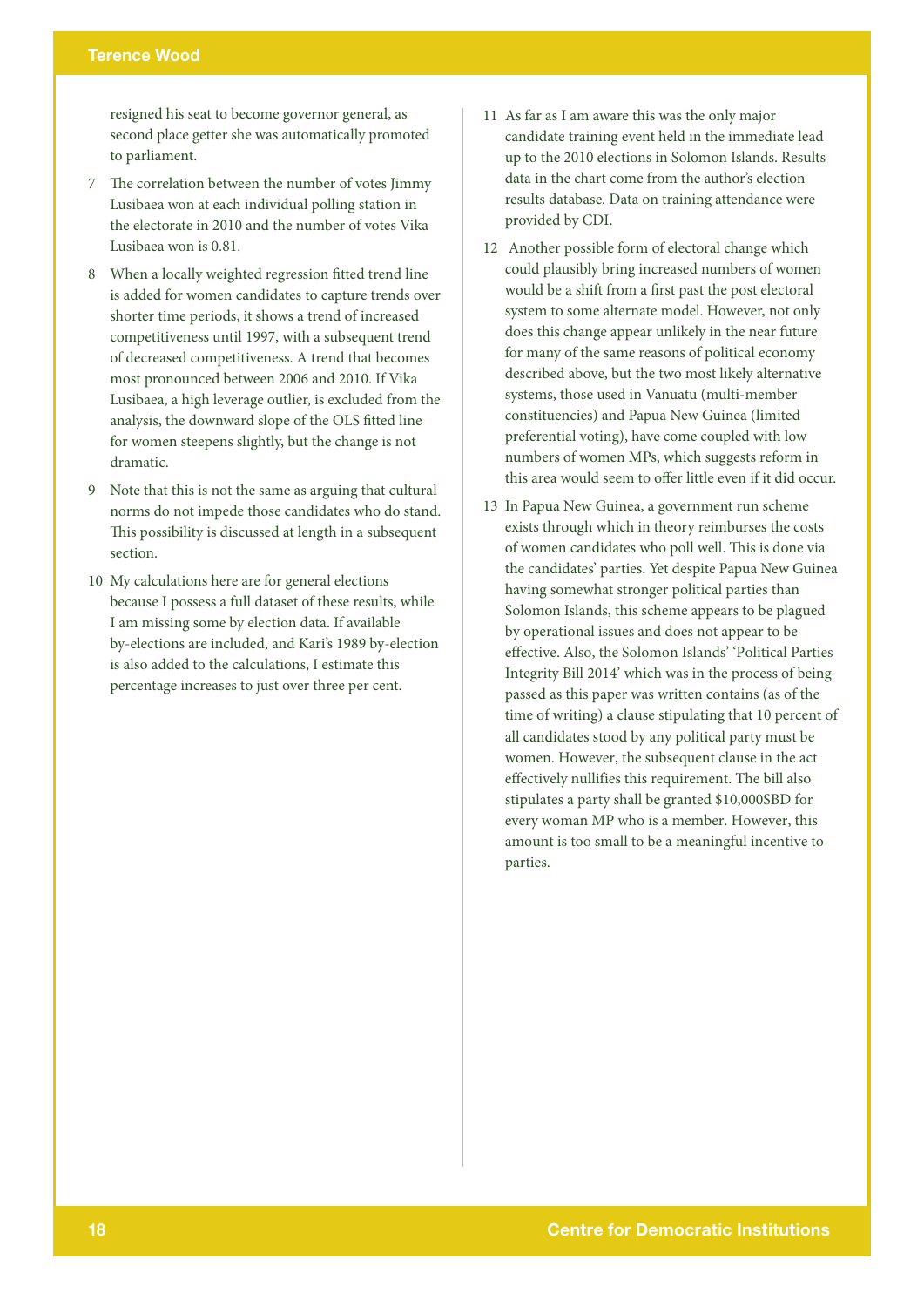resigned his seat to become governor general, as second place getter she was automatically promoted to parliament.

7 The correlation between the number of votes Jimmy Lusibaea won at each individual polling station in the electorate in 2010 and the number of votes Vika Lusibaea won is 0.81.

8 When a locally weighted regression fitted trend line is added for women candidates to capture trends over shorter time periods, it shows a trend of increased competitiveness until 1997, with a subsequent trend of decreased competitiveness. A trend that becomes most pronounced between 2006 and 2010. If Vika Lusibaea, a high leverage outlier, is excluded from the analysis, the downward slope of the OLS fitted line for women steepens slightly, but the change is not dramatic.

9 Note that this is not the same as arguing that cultural norms do not impede those candidates who do stand. This possibility is discussed at length in a subsequent section.

10 My calculations here are for general elections because I possess a full dataset of these results, while I am missing some by election data. If available by-elections are included, and Kari's 1989 by-election is also added to the calculations, I estimate this percentage increases to just over three per cent.

11 As far as I am aware this was the only major candidate training event held in the immediate lead up to the 2010 elections in Solomon Islands. Results data in the chart come from the author's election results database. Data on training attendance were provided by CDI.

12 Another possible form of electoral change which could plausibly bring increased numbers of women would be a shift from a first past the post electoral system to some alternate model. However, not only does this change appear unlikely in the near future for many of the same reasons of political economy described above, but the two most likely alternative systems, those used in Vanuatu (multi-member constituencies) and Papua New Guinea (limited preferential voting), have come coupled with low numbers of women MPs, which suggests reform in this area would seem to offer little even if it did occur.

13 In Papua New Guinea, a government run scheme exists through which in theory reimburses the costs of women candidates who poll well. This is done via the candidates' parties. Yet despite Papua New Guinea having somewhat stronger political parties than Solomon Islands, this scheme appears to be plagued by operational issues and does not appear to be effective. Also, the Solomon Islands' 'Political Parties Integrity Bill 2014' which was in the process of being passed as this paper was written contains (as of the time of writing) a clause stipulating that 10 percent of all candidates stood by any political party must be women. However, the subsequent clause in the act effectively nullifies this requirement. The bill also stipulates a party shall be granted $10,000SBD for every woman MP who is a member. However, this amount is too small to be a meaningful incentive to parties.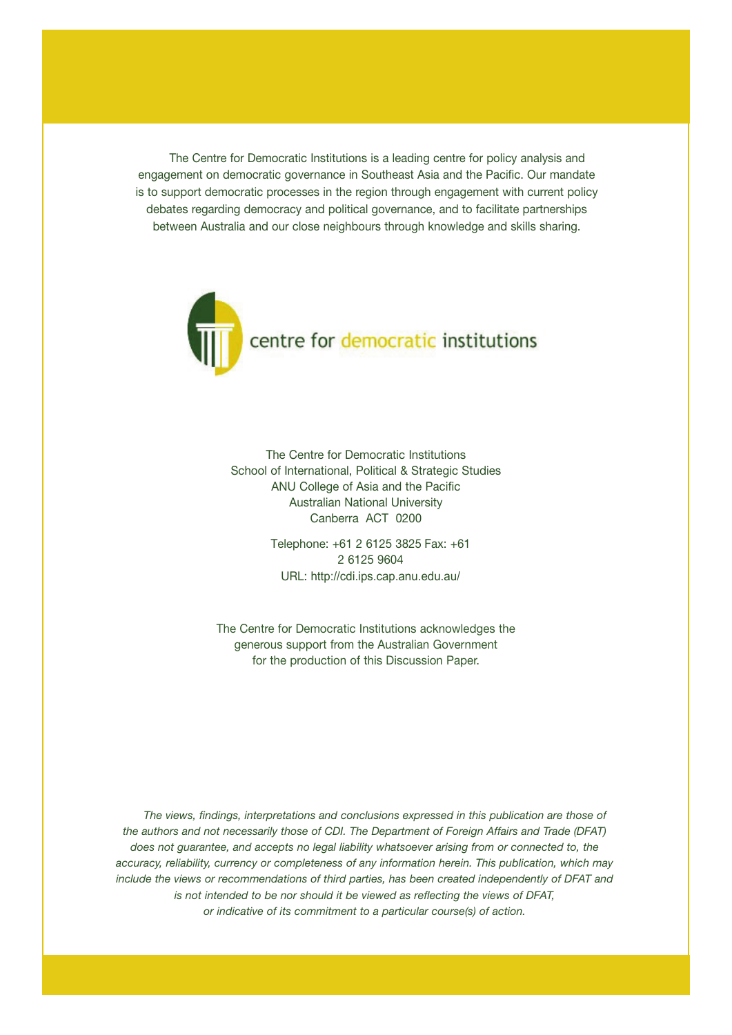The Centre for Democratic Institutions is a leading centre for policy analysis and engagement on democratic governance in Southeast Asia and the Pacific. Our mandate is to support democratic processes in the region through engagement with current policy debates regarding democracy and political governance, and to facilitate partnerships between Australia and our close neighbours through knowledge and skills sharing.

centre for democratic institutions

The Centre for Democratic Institutions
School of International, Political & Strategic Studies
ANU College of Asia and the Pacific
Australian National University
Canberra ACT 0200

Telephone: +61 2 6125 3825 Fax: +61 2 6125 9604
URL: http://cdi.ips.cap.anu.edu.au/

The Centre for Democratic Institutions acknowledges the generous support from the Australian Government for the production of this Discussion Paper.

*The views, findings, interpretations and conclusions expressed in this publication are those of the authors and not necessarily those of CDI. The Department of Foreign Affairs and Trade (DFAT) does not guarantee, and accepts no legal liability whatsoever arising from or connected to, the accuracy, reliability, currency or completeness of any information herein. This publication, which may include the views or recommendations of third parties, has been created independently of DFAT and is not intended to be nor should it be viewed as reflecting the views of DFAT, or indicative of its commitment to a particular course(s) of action.*